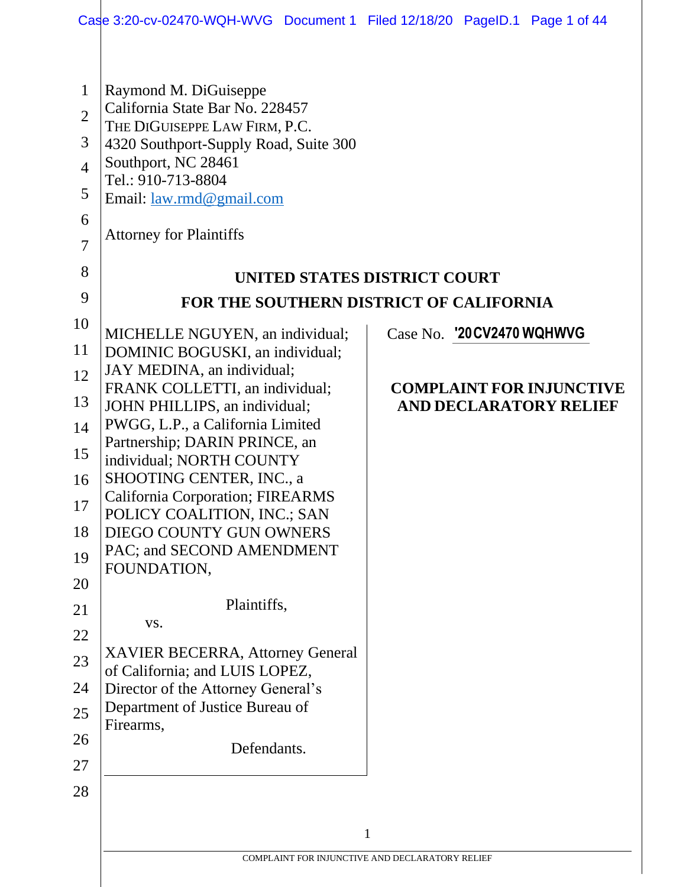Raymond M. DiGuiseppe
California State Bar No. 228457
THE DIGUISEPPE LAW FIRM, P.C.
4320 Southport-Supply Road, Suite 300
Southport, NC 28461
Tel.: 910-713-8804
Email: law.rmd@gmail.com

Attorney for Plaintiffs

**UNITED STATES DISTRICT COURT**

**FOR THE SOUTHERN DISTRICT OF CALIFORNIA**

MICHELLE NGUYEN, an individual; DOMINIC BOGUSKI, an individual; JAY MEDINA, an individual; FRANK COLLETTI, an individual; JOHN PHILLIPS, an individual; PWGG, L.P., a California Limited Partnership; DARIN PRINCE, an individual; NORTH COUNTY SHOOTING CENTER, INC., a California Corporation; FIREARMS POLICY COALITION, INC.; SAN DIEGO COUNTY GUN OWNERS PAC; and SECOND AMENDMENT FOUNDATION,

Plaintiffs,

vs.

XAVIER BECERRA, Attorney General of California; and LUIS LOPEZ, Director of the Attorney General's Department of Justice Bureau of Firearms,

Defendants.

Case No. '20CV2470 WQHWVG

**COMPLAINT FOR INJUNCTIVE AND DECLARATORY RELIEF**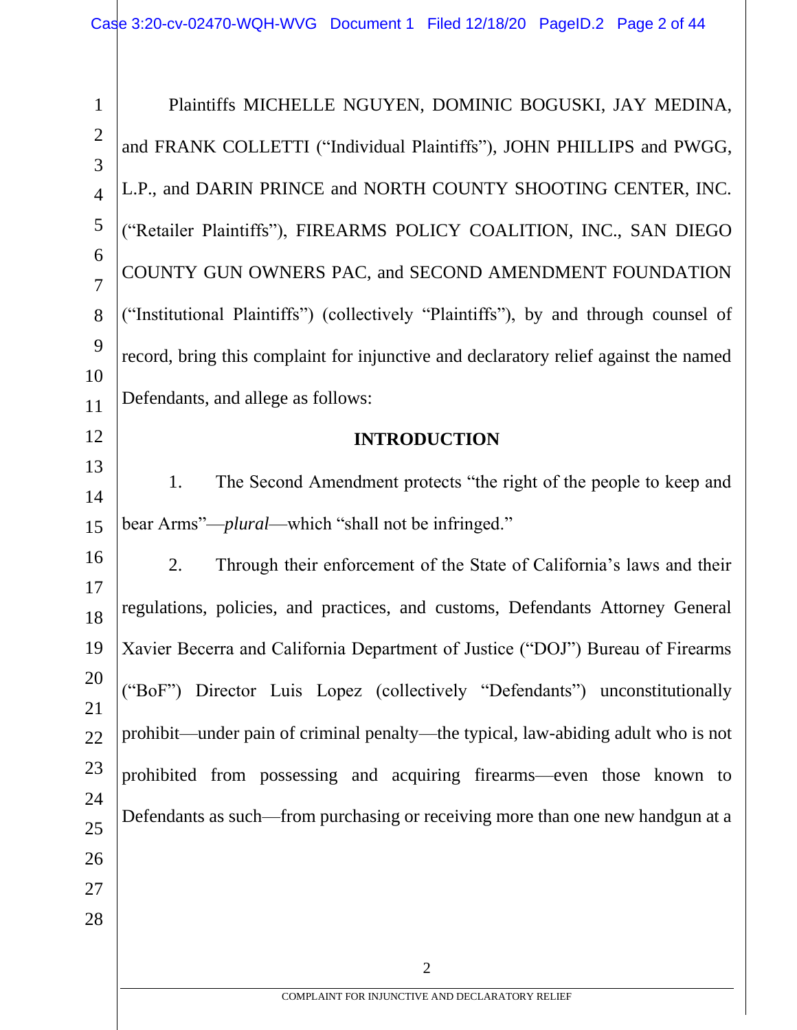Plaintiffs MICHELLE NGUYEN, DOMINIC BOGUSKI, JAY MEDINA, and FRANK COLLETTI ("Individual Plaintiffs"), JOHN PHILLIPS and PWGG, L.P., and DARIN PRINCE and NORTH COUNTY SHOOTING CENTER, INC. ("Retailer Plaintiffs"), FIREARMS POLICY COALITION, INC., SAN DIEGO COUNTY GUN OWNERS PAC, and SECOND AMENDMENT FOUNDATION ("Institutional Plaintiffs") (collectively "Plaintiffs"), by and through counsel of record, bring this complaint for injunctive and declaratory relief against the named Defendants, and allege as follows:

## INTRODUCTION

1. The Second Amendment protects "the right of the people to keep and bear Arms"—*plural*—which "shall not be infringed."

2. Through their enforcement of the State of California's laws and their regulations, policies, and practices, and customs, Defendants Attorney General Xavier Becerra and California Department of Justice ("DOJ") Bureau of Firearms ("BoF") Director Luis Lopez (collectively "Defendants") unconstitutionally prohibit—under pain of criminal penalty—the typical, law-abiding adult who is not prohibited from possessing and acquiring firearms—even those known to Defendants as such—from purchasing or receiving more than one new handgun at a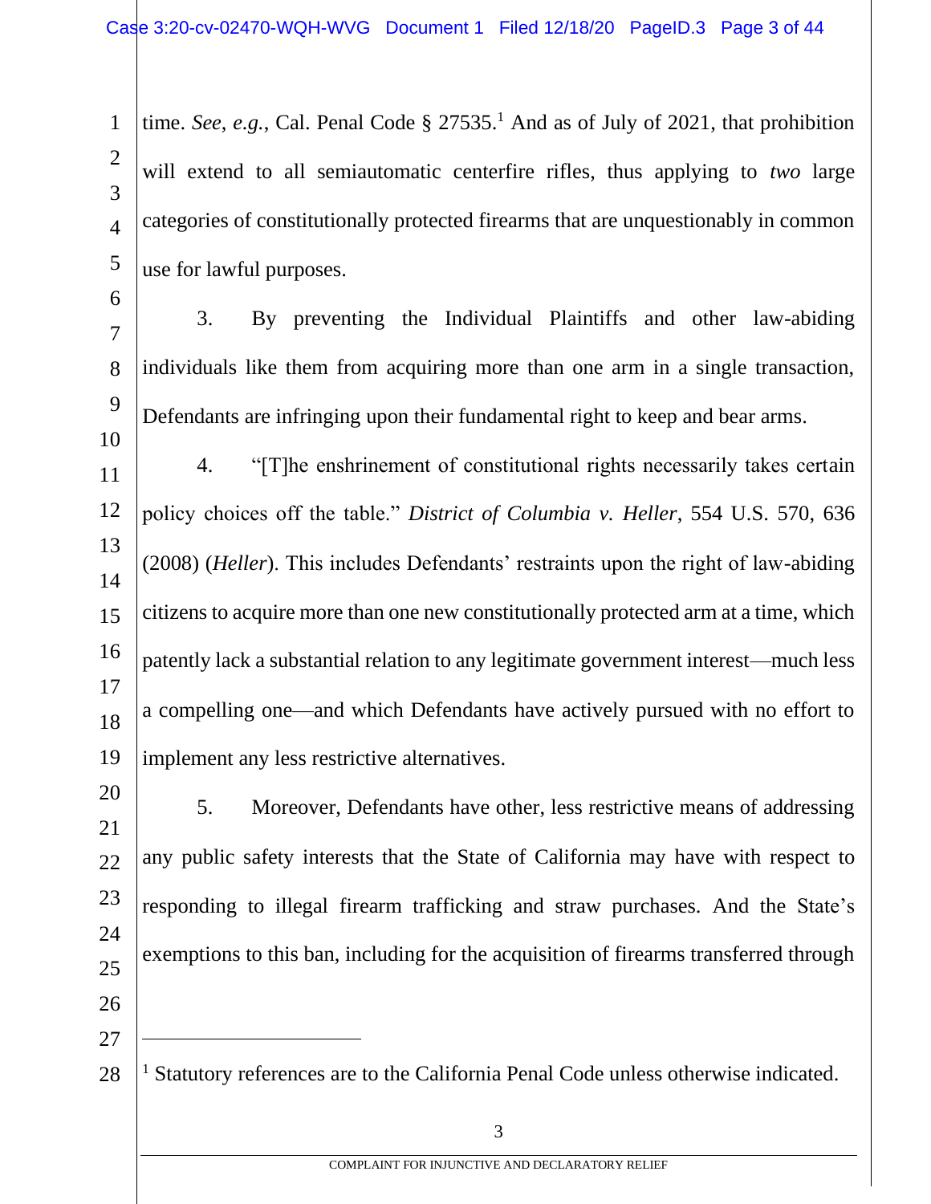time. *See, e.g.*, Cal. Penal Code § 27535.[1] And as of July of 2021, that prohibition will extend to all semiautomatic centerfire rifles, thus applying to *two* large categories of constitutionally protected firearms that are unquestionably in common use for lawful purposes.

3. By preventing the Individual Plaintiffs and other law-abiding individuals like them from acquiring more than one arm in a single transaction, Defendants are infringing upon their fundamental right to keep and bear arms.

4. "[T]he enshrinement of constitutional rights necessarily takes certain policy choices off the table." *District of Columbia v. Heller*, 554 U.S. 570, 636 (2008) (*Heller*). This includes Defendants' restraints upon the right of law-abiding citizens to acquire more than one new constitutionally protected arm at a time, which patently lack a substantial relation to any legitimate government interest—much less a compelling one—and which Defendants have actively pursued with no effort to implement any less restrictive alternatives.

5. Moreover, Defendants have other, less restrictive means of addressing any public safety interests that the State of California may have with respect to responding to illegal firearm trafficking and straw purchases. And the State's exemptions to this ban, including for the acquisition of firearms transferred through

---

[1] Statutory references are to the California Penal Code unless otherwise indicated.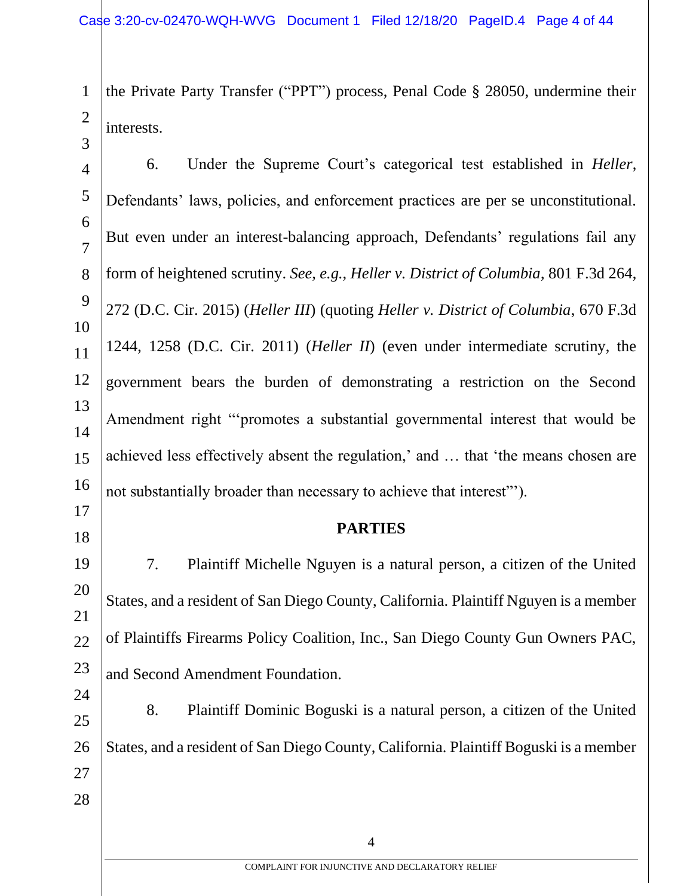the Private Party Transfer ("PPT") process, Penal Code § 28050, undermine their interests.

6. Under the Supreme Court's categorical test established in *Heller*, Defendants' laws, policies, and enforcement practices are per se unconstitutional. But even under an interest-balancing approach, Defendants' regulations fail any form of heightened scrutiny. *See, e.g.*, *Heller v. District of Columbia*, 801 F.3d 264, 272 (D.C. Cir. 2015) (*Heller III*) (quoting *Heller v. District of Columbia*, 670 F.3d 1244, 1258 (D.C. Cir. 2011) (*Heller II*) (even under intermediate scrutiny, the government bears the burden of demonstrating a restriction on the Second Amendment right "'promotes a substantial governmental interest that would be achieved less effectively absent the regulation,' and … that 'the means chosen are not substantially broader than necessary to achieve that interest'").

**PARTIES**

7. Plaintiff Michelle Nguyen is a natural person, a citizen of the United States, and a resident of San Diego County, California. Plaintiff Nguyen is a member of Plaintiffs Firearms Policy Coalition, Inc., San Diego County Gun Owners PAC, and Second Amendment Foundation.

8. Plaintiff Dominic Boguski is a natural person, a citizen of the United States, and a resident of San Diego County, California. Plaintiff Boguski is a member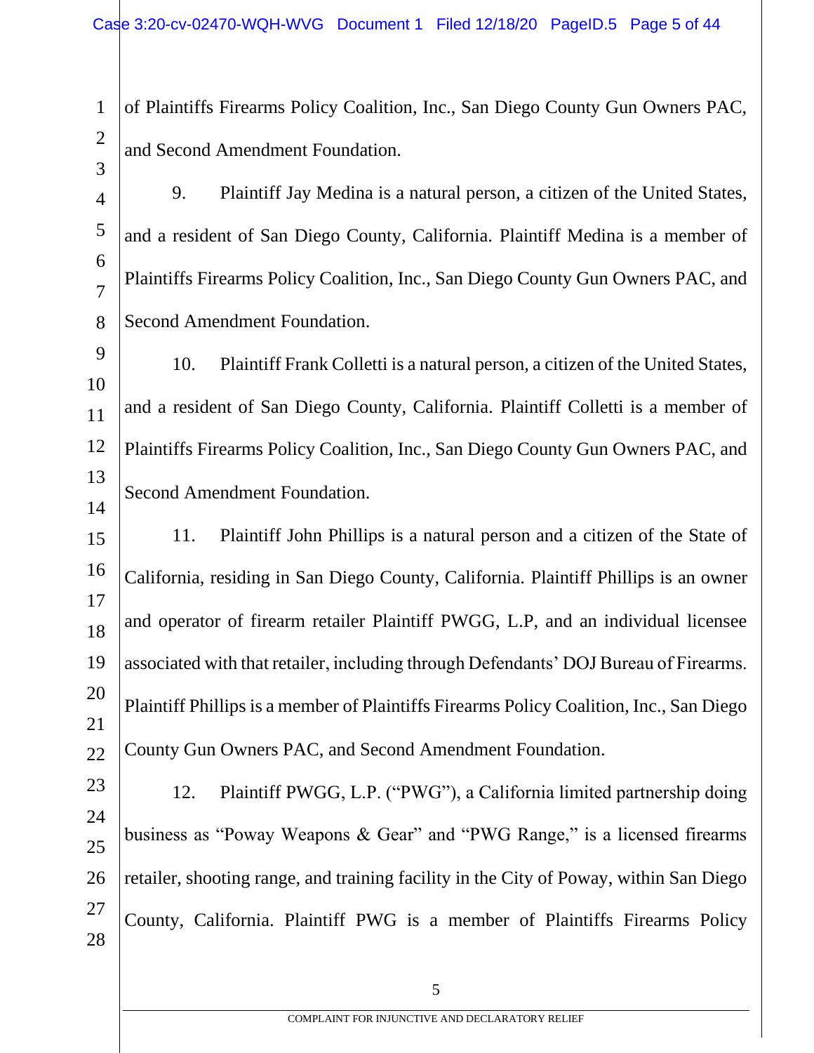of Plaintiffs Firearms Policy Coalition, Inc., San Diego County Gun Owners PAC, and Second Amendment Foundation.

9. Plaintiff Jay Medina is a natural person, a citizen of the United States, and a resident of San Diego County, California. Plaintiff Medina is a member of Plaintiffs Firearms Policy Coalition, Inc., San Diego County Gun Owners PAC, and Second Amendment Foundation.

10. Plaintiff Frank Colletti is a natural person, a citizen of the United States, and a resident of San Diego County, California. Plaintiff Colletti is a member of Plaintiffs Firearms Policy Coalition, Inc., San Diego County Gun Owners PAC, and Second Amendment Foundation.

11. Plaintiff John Phillips is a natural person and a citizen of the State of California, residing in San Diego County, California. Plaintiff Phillips is an owner and operator of firearm retailer Plaintiff PWGG, L.P, and an individual licensee associated with that retailer, including through Defendants' DOJ Bureau of Firearms. Plaintiff Phillips is a member of Plaintiffs Firearms Policy Coalition, Inc., San Diego County Gun Owners PAC, and Second Amendment Foundation.

12. Plaintiff PWGG, L.P. ("PWG"), a California limited partnership doing business as "Poway Weapons & Gear" and "PWG Range," is a licensed firearms retailer, shooting range, and training facility in the City of Poway, within San Diego County, California. Plaintiff PWG is a member of Plaintiffs Firearms Policy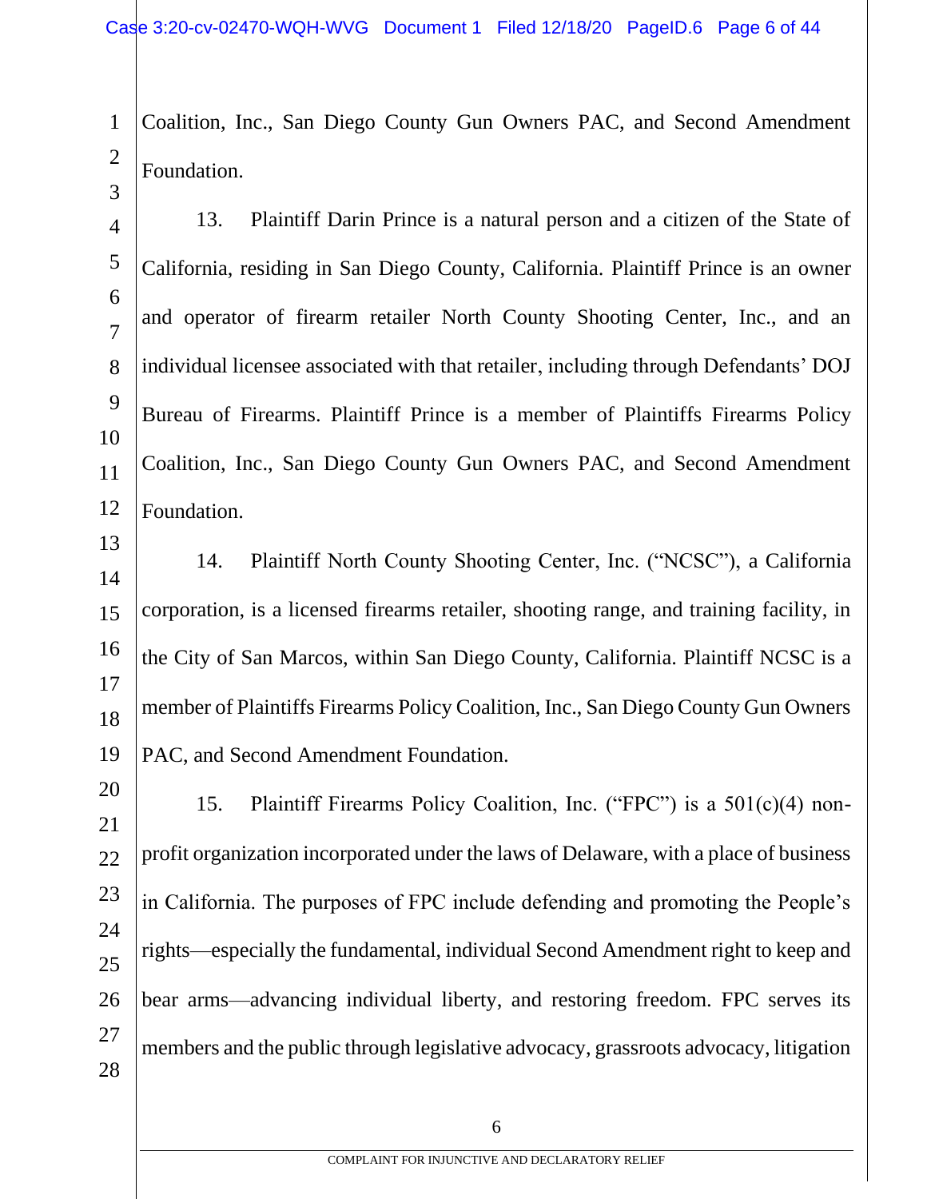Coalition, Inc., San Diego County Gun Owners PAC, and Second Amendment Foundation.

13. Plaintiff Darin Prince is a natural person and a citizen of the State of California, residing in San Diego County, California. Plaintiff Prince is an owner and operator of firearm retailer North County Shooting Center, Inc., and an individual licensee associated with that retailer, including through Defendants' DOJ Bureau of Firearms. Plaintiff Prince is a member of Plaintiffs Firearms Policy Coalition, Inc., San Diego County Gun Owners PAC, and Second Amendment Foundation.

14. Plaintiff North County Shooting Center, Inc. ("NCSC"), a California corporation, is a licensed firearms retailer, shooting range, and training facility, in the City of San Marcos, within San Diego County, California. Plaintiff NCSC is a member of Plaintiffs Firearms Policy Coalition, Inc., San Diego County Gun Owners PAC, and Second Amendment Foundation.

15. Plaintiff Firearms Policy Coalition, Inc. ("FPC") is a 501(c)(4) non-profit organization incorporated under the laws of Delaware, with a place of business in California. The purposes of FPC include defending and promoting the People's rights—especially the fundamental, individual Second Amendment right to keep and bear arms—advancing individual liberty, and restoring freedom. FPC serves its members and the public through legislative advocacy, grassroots advocacy, litigation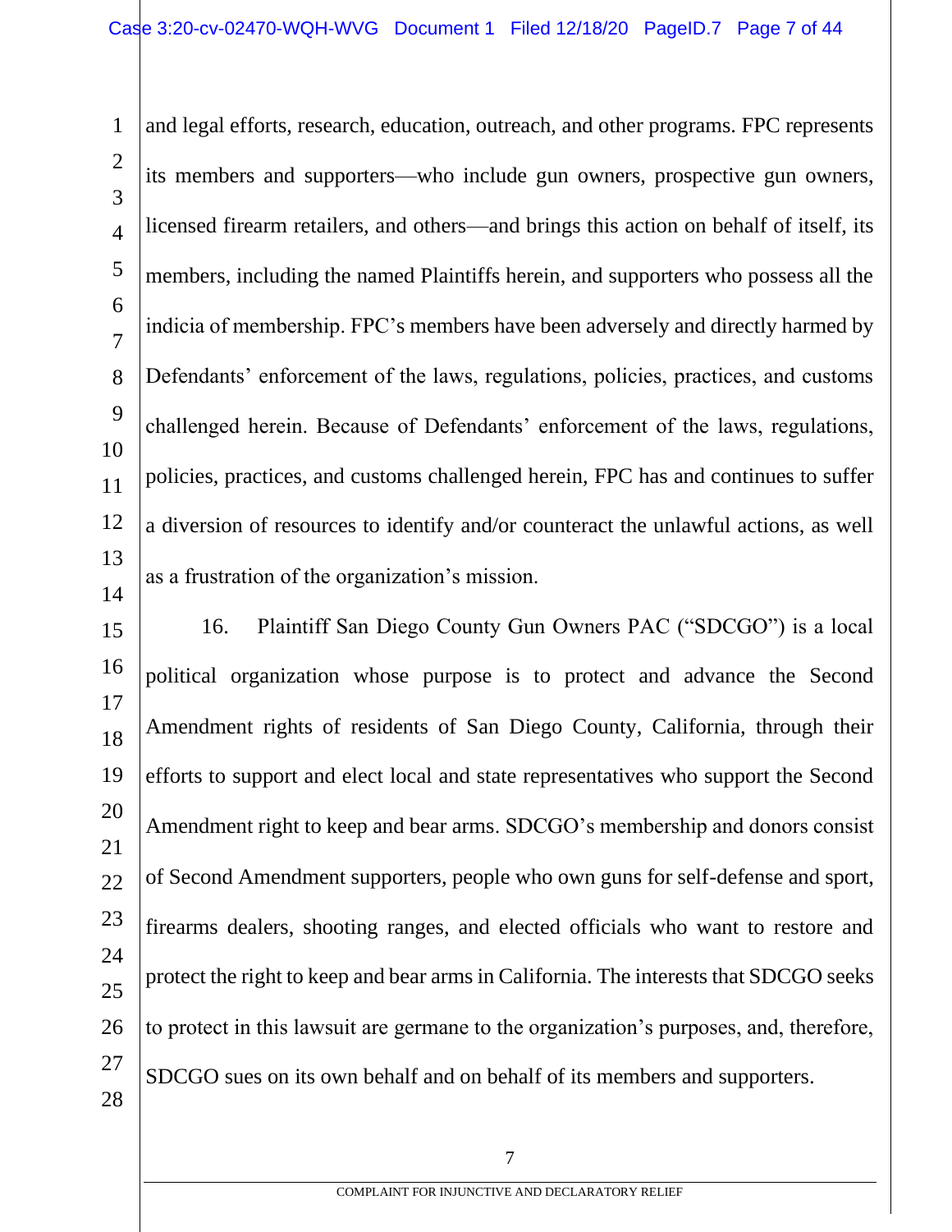and legal efforts, research, education, outreach, and other programs. FPC represents its members and supporters—who include gun owners, prospective gun owners, licensed firearm retailers, and others—and brings this action on behalf of itself, its members, including the named Plaintiffs herein, and supporters who possess all the indicia of membership. FPC's members have been adversely and directly harmed by Defendants' enforcement of the laws, regulations, policies, practices, and customs challenged herein. Because of Defendants' enforcement of the laws, regulations, policies, practices, and customs challenged herein, FPC has and continues to suffer a diversion of resources to identify and/or counteract the unlawful actions, as well as a frustration of the organization's mission.

16. Plaintiff San Diego County Gun Owners PAC ("SDCGO") is a local political organization whose purpose is to protect and advance the Second Amendment rights of residents of San Diego County, California, through their efforts to support and elect local and state representatives who support the Second Amendment right to keep and bear arms. SDCGO's membership and donors consist of Second Amendment supporters, people who own guns for self-defense and sport, firearms dealers, shooting ranges, and elected officials who want to restore and protect the right to keep and bear arms in California. The interests that SDCGO seeks to protect in this lawsuit are germane to the organization's purposes, and, therefore, SDCGO sues on its own behalf and on behalf of its members and supporters.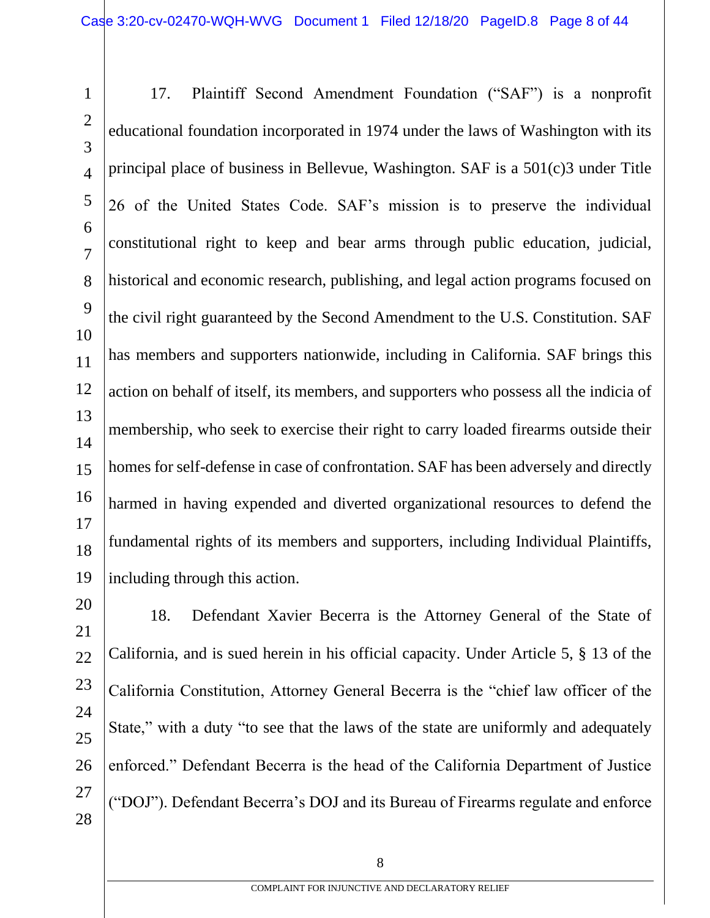17. Plaintiff Second Amendment Foundation ("SAF") is a nonprofit educational foundation incorporated in 1974 under the laws of Washington with its principal place of business in Bellevue, Washington. SAF is a 501(c)3 under Title 26 of the United States Code. SAF's mission is to preserve the individual constitutional right to keep and bear arms through public education, judicial, historical and economic research, publishing, and legal action programs focused on the civil right guaranteed by the Second Amendment to the U.S. Constitution. SAF has members and supporters nationwide, including in California. SAF brings this action on behalf of itself, its members, and supporters who possess all the indicia of membership, who seek to exercise their right to carry loaded firearms outside their homes for self-defense in case of confrontation. SAF has been adversely and directly harmed in having expended and diverted organizational resources to defend the fundamental rights of its members and supporters, including Individual Plaintiffs, including through this action.

18. Defendant Xavier Becerra is the Attorney General of the State of California, and is sued herein in his official capacity. Under Article 5, § 13 of the California Constitution, Attorney General Becerra is the "chief law officer of the State," with a duty "to see that the laws of the state are uniformly and adequately enforced." Defendant Becerra is the head of the California Department of Justice ("DOJ"). Defendant Becerra's DOJ and its Bureau of Firearms regulate and enforce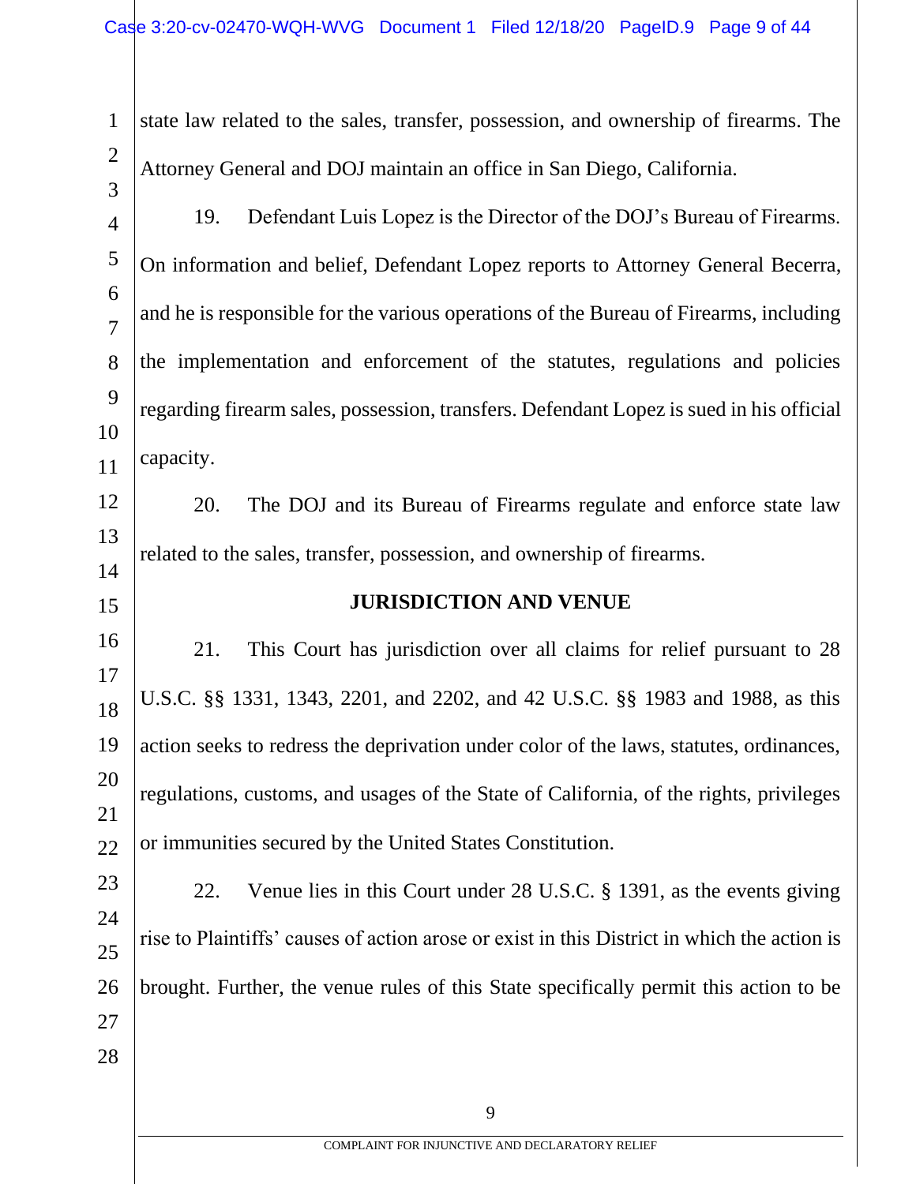state law related to the sales, transfer, possession, and ownership of firearms. The Attorney General and DOJ maintain an office in San Diego, California.

19. Defendant Luis Lopez is the Director of the DOJ's Bureau of Firearms. On information and belief, Defendant Lopez reports to Attorney General Becerra, and he is responsible for the various operations of the Bureau of Firearms, including the implementation and enforcement of the statutes, regulations and policies regarding firearm sales, possession, transfers. Defendant Lopez is sued in his official capacity.

20. The DOJ and its Bureau of Firearms regulate and enforce state law related to the sales, transfer, possession, and ownership of firearms.

## JURISDICTION AND VENUE

21. This Court has jurisdiction over all claims for relief pursuant to 28 U.S.C. §§ 1331, 1343, 2201, and 2202, and 42 U.S.C. §§ 1983 and 1988, as this action seeks to redress the deprivation under color of the laws, statutes, ordinances, regulations, customs, and usages of the State of California, of the rights, privileges or immunities secured by the United States Constitution.

22. Venue lies in this Court under 28 U.S.C. § 1391, as the events giving rise to Plaintiffs' causes of action arose or exist in this District in which the action is brought. Further, the venue rules of this State specifically permit this action to be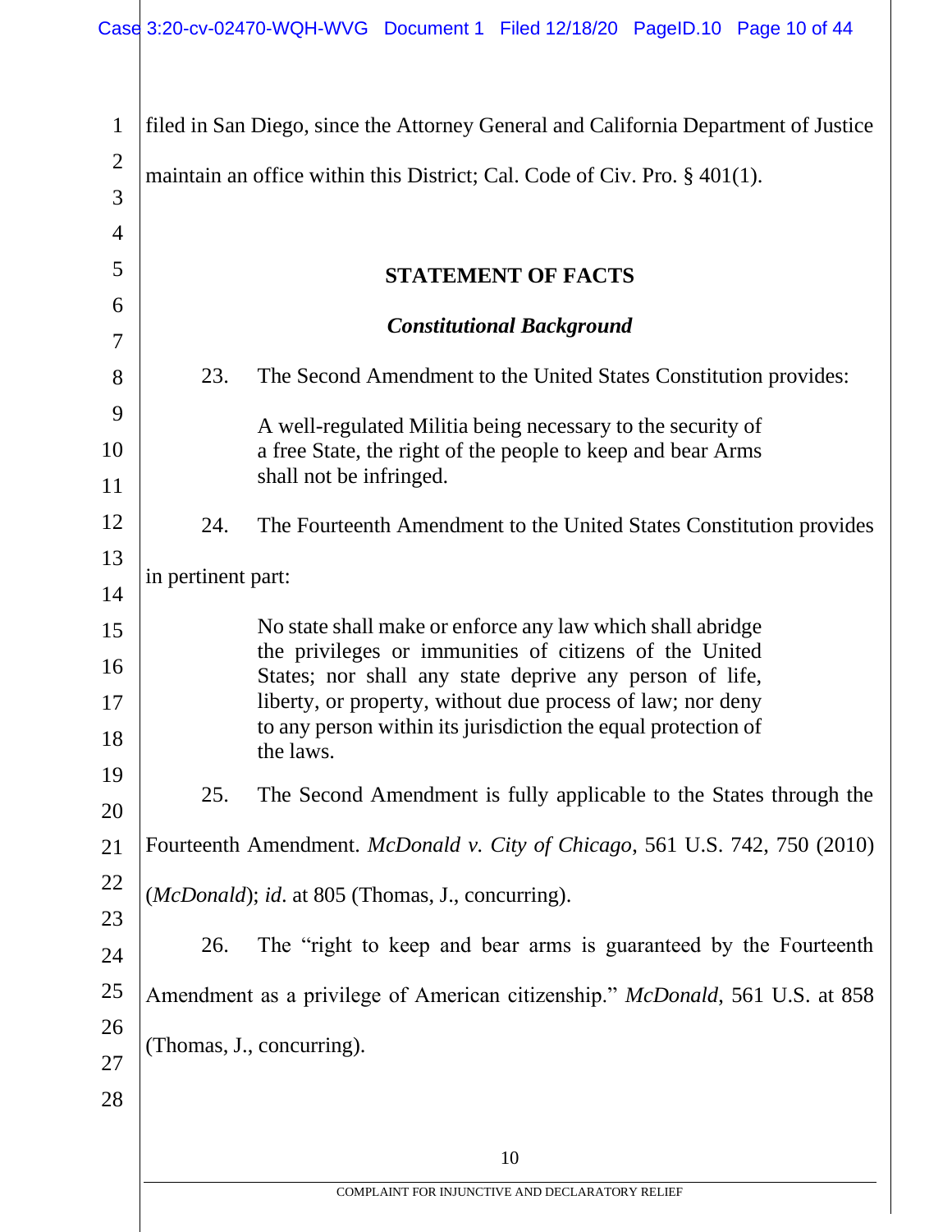filed in San Diego, since the Attorney General and California Department of Justice maintain an office within this District; Cal. Code of Civ. Pro. § 401(1).

## STATEMENT OF FACTS

### *Constitutional Background*

23. The Second Amendment to the United States Constitution provides:

> A well-regulated Militia being necessary to the security of a free State, the right of the people to keep and bear Arms shall not be infringed.

24. The Fourteenth Amendment to the United States Constitution provides in pertinent part:

> No state shall make or enforce any law which shall abridge the privileges or immunities of citizens of the United States; nor shall any state deprive any person of life, liberty, or property, without due process of law; nor deny to any person within its jurisdiction the equal protection of the laws.

25. The Second Amendment is fully applicable to the States through the Fourteenth Amendment. *McDonald v. City of Chicago*, 561 U.S. 742, 750 (2010) (*McDonald*); *id*. at 805 (Thomas, J., concurring).

26. The "right to keep and bear arms is guaranteed by the Fourteenth Amendment as a privilege of American citizenship." *McDonald*, 561 U.S. at 858 (Thomas, J., concurring).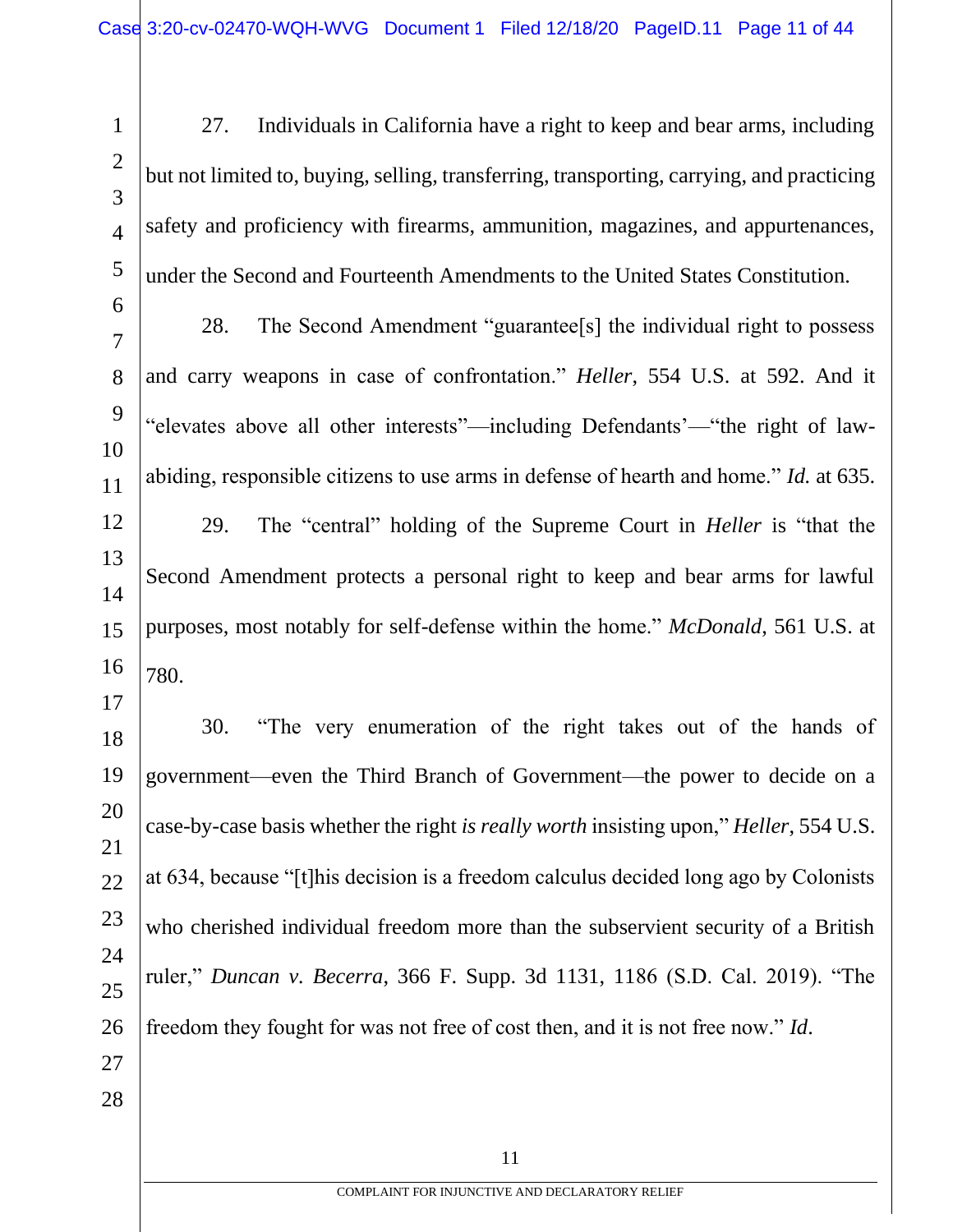27. Individuals in California have a right to keep and bear arms, including but not limited to, buying, selling, transferring, transporting, carrying, and practicing safety and proficiency with firearms, ammunition, magazines, and appurtenances, under the Second and Fourteenth Amendments to the United States Constitution.

28. The Second Amendment "guarantee[s] the individual right to possess and carry weapons in case of confrontation." *Heller*, 554 U.S. at 592. And it "elevates above all other interests"—including Defendants'—"the right of law-abiding, responsible citizens to use arms in defense of hearth and home." *Id.* at 635.

29. The "central" holding of the Supreme Court in *Heller* is "that the Second Amendment protects a personal right to keep and bear arms for lawful purposes, most notably for self-defense within the home." *McDonald*, 561 U.S. at 780.

30. "The very enumeration of the right takes out of the hands of government—even the Third Branch of Government—the power to decide on a case-by-case basis whether the right *is really worth* insisting upon," *Heller*, 554 U.S. at 634, because "[t]his decision is a freedom calculus decided long ago by Colonists who cherished individual freedom more than the subservient security of a British ruler," *Duncan v. Becerra*, 366 F. Supp. 3d 1131, 1186 (S.D. Cal. 2019). "The freedom they fought for was not free of cost then, and it is not free now." *Id.*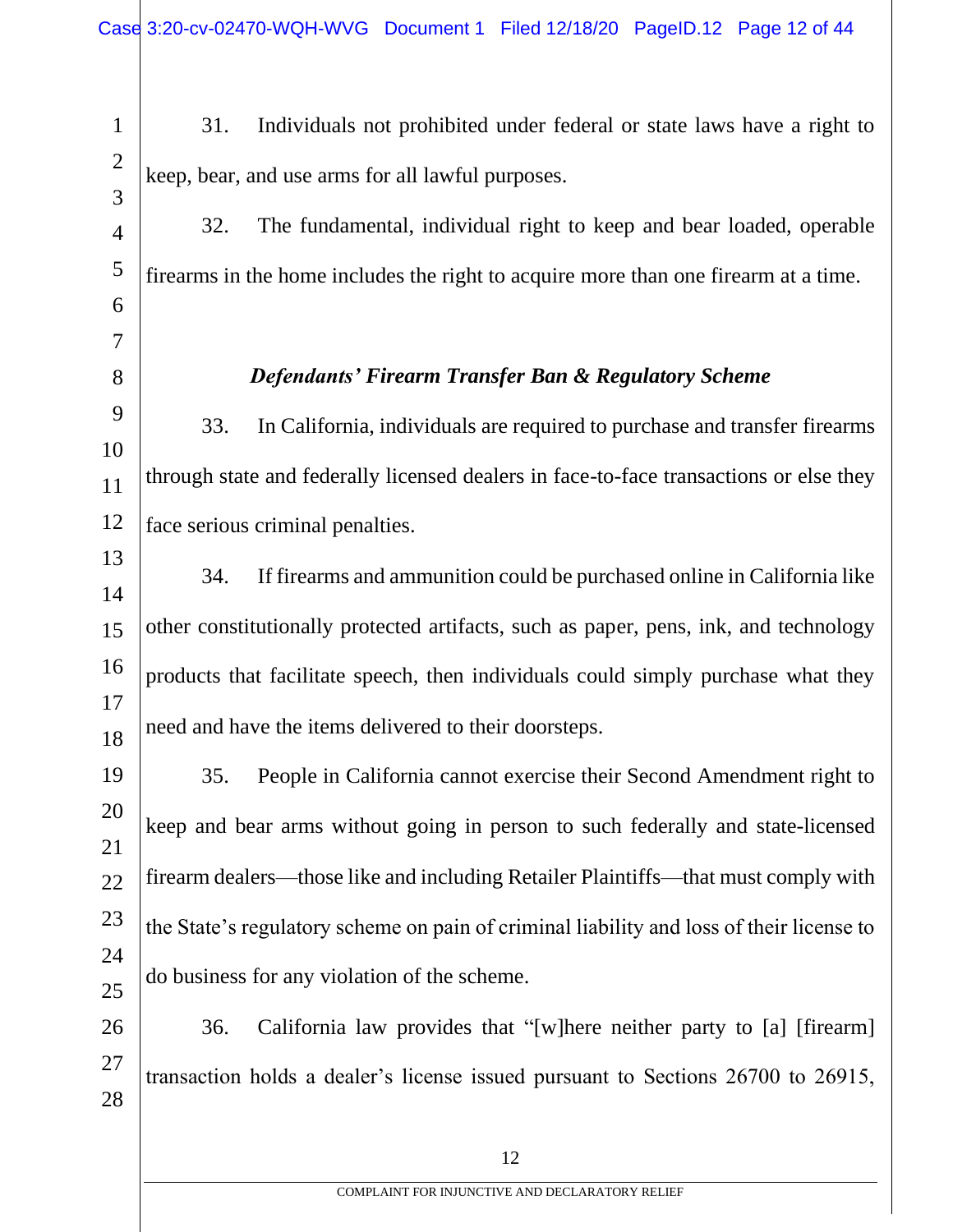31. Individuals not prohibited under federal or state laws have a right to keep, bear, and use arms for all lawful purposes.

32. The fundamental, individual right to keep and bear loaded, operable firearms in the home includes the right to acquire more than one firearm at a time.

***Defendants' Firearm Transfer Ban & Regulatory Scheme***

33. In California, individuals are required to purchase and transfer firearms through state and federally licensed dealers in face-to-face transactions or else they face serious criminal penalties.

34. If firearms and ammunition could be purchased online in California like other constitutionally protected artifacts, such as paper, pens, ink, and technology products that facilitate speech, then individuals could simply purchase what they need and have the items delivered to their doorsteps.

35. People in California cannot exercise their Second Amendment right to keep and bear arms without going in person to such federally and state-licensed firearm dealers—those like and including Retailer Plaintiffs—that must comply with the State's regulatory scheme on pain of criminal liability and loss of their license to do business for any violation of the scheme.

36. California law provides that "[w]here neither party to [a] [firearm] transaction holds a dealer's license issued pursuant to Sections 26700 to 26915,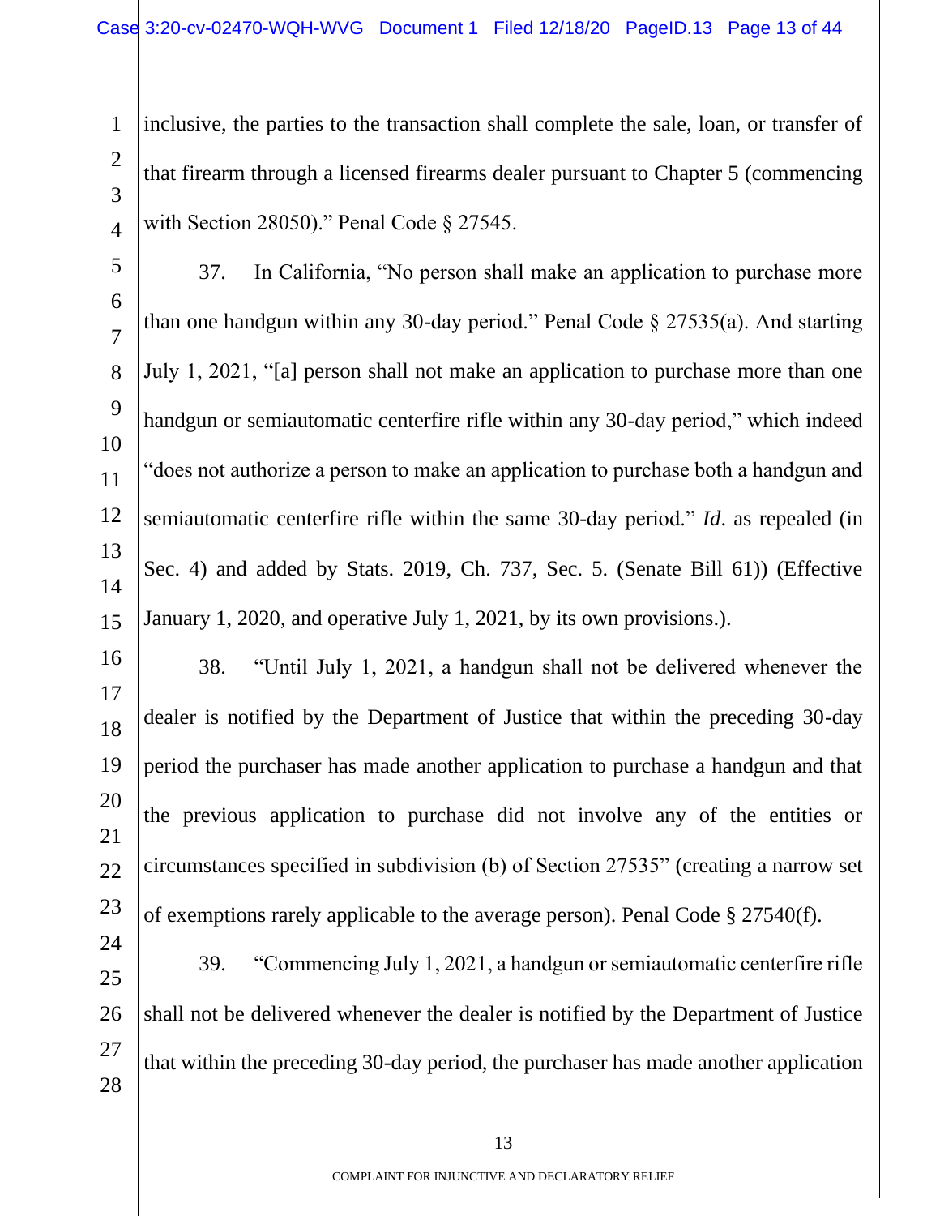inclusive, the parties to the transaction shall complete the sale, loan, or transfer of that firearm through a licensed firearms dealer pursuant to Chapter 5 (commencing with Section 28050)." Penal Code § 27545.

37. In California, "No person shall make an application to purchase more than one handgun within any 30-day period." Penal Code § 27535(a). And starting July 1, 2021, "[a] person shall not make an application to purchase more than one handgun or semiautomatic centerfire rifle within any 30-day period," which indeed "does not authorize a person to make an application to purchase both a handgun and semiautomatic centerfire rifle within the same 30-day period." *Id*. as repealed (in Sec. 4) and added by Stats. 2019, Ch. 737, Sec. 5. (Senate Bill 61)) (Effective January 1, 2020, and operative July 1, 2021, by its own provisions.).

38. "Until July 1, 2021, a handgun shall not be delivered whenever the dealer is notified by the Department of Justice that within the preceding 30-day period the purchaser has made another application to purchase a handgun and that the previous application to purchase did not involve any of the entities or circumstances specified in subdivision (b) of Section 27535" (creating a narrow set of exemptions rarely applicable to the average person). Penal Code § 27540(f).

39. "Commencing July 1, 2021, a handgun or semiautomatic centerfire rifle shall not be delivered whenever the dealer is notified by the Department of Justice that within the preceding 30-day period, the purchaser has made another application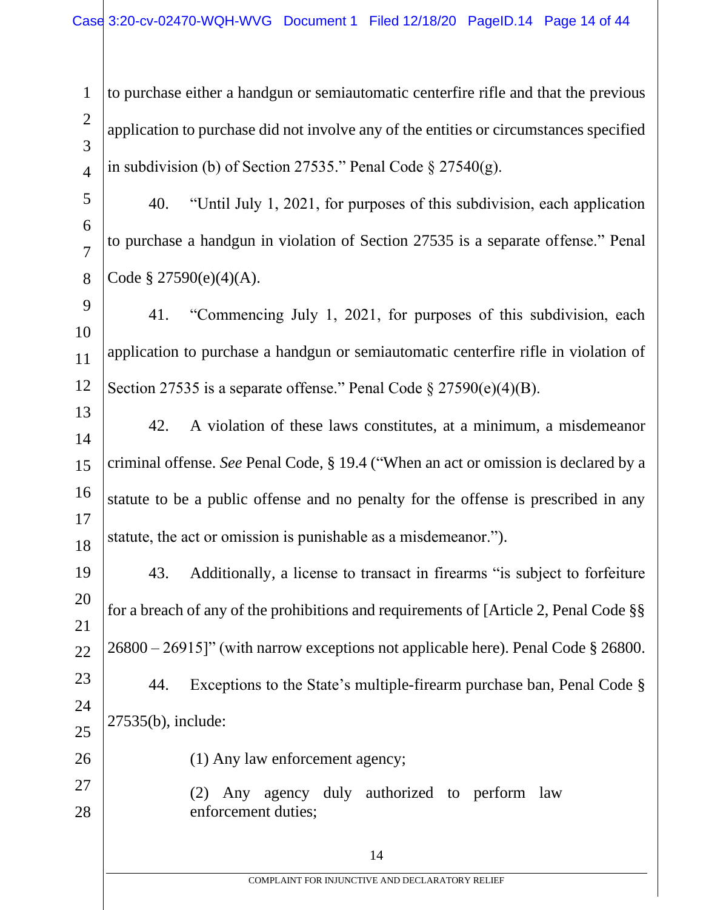to purchase either a handgun or semiautomatic centerfire rifle and that the previous application to purchase did not involve any of the entities or circumstances specified in subdivision (b) of Section 27535." Penal Code § 27540(g).

40. "Until July 1, 2021, for purposes of this subdivision, each application to purchase a handgun in violation of Section 27535 is a separate offense." Penal Code § 27590(e)(4)(A).

41. "Commencing July 1, 2021, for purposes of this subdivision, each application to purchase a handgun or semiautomatic centerfire rifle in violation of Section 27535 is a separate offense." Penal Code § 27590(e)(4)(B).

42. A violation of these laws constitutes, at a minimum, a misdemeanor criminal offense. *See* Penal Code, § 19.4 ("When an act or omission is declared by a statute to be a public offense and no penalty for the offense is prescribed in any statute, the act or omission is punishable as a misdemeanor.").

43. Additionally, a license to transact in firearms "is subject to forfeiture for a breach of any of the prohibitions and requirements of [Article 2, Penal Code §§ 26800 – 26915]" (with narrow exceptions not applicable here). Penal Code § 26800.

44. Exceptions to the State's multiple-firearm purchase ban, Penal Code § 27535(b), include:

> (1) Any law enforcement agency;
>
> (2) Any agency duly authorized to perform law enforcement duties;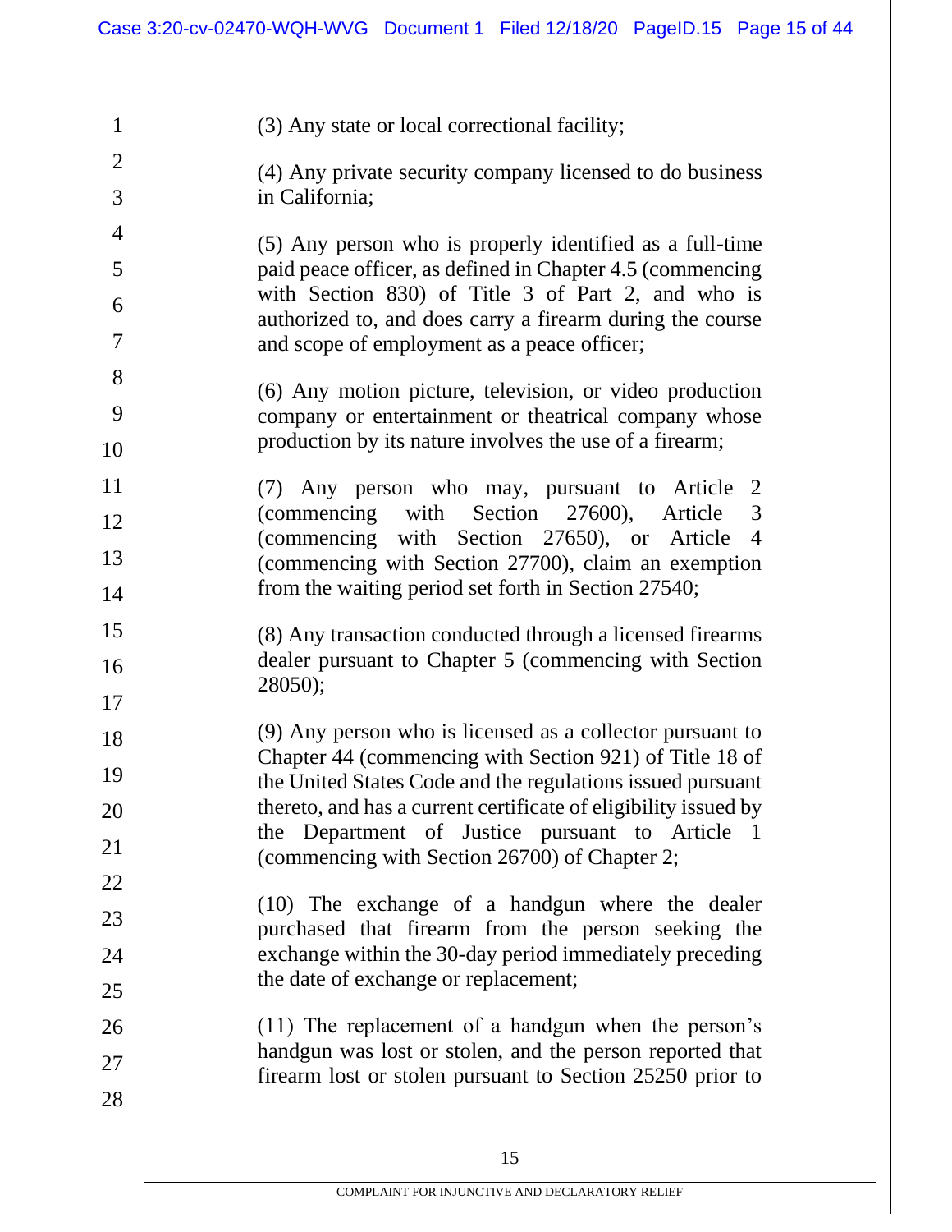(3) Any state or local correctional facility;

(4) Any private security company licensed to do business in California;

(5) Any person who is properly identified as a full-time paid peace officer, as defined in Chapter 4.5 (commencing with Section 830) of Title 3 of Part 2, and who is authorized to, and does carry a firearm during the course and scope of employment as a peace officer;

(6) Any motion picture, television, or video production company or entertainment or theatrical company whose production by its nature involves the use of a firearm;

(7) Any person who may, pursuant to Article 2 (commencing with Section 27600), Article 3 (commencing with Section 27650), or Article 4 (commencing with Section 27700), claim an exemption from the waiting period set forth in Section 27540;

(8) Any transaction conducted through a licensed firearms dealer pursuant to Chapter 5 (commencing with Section 28050);

(9) Any person who is licensed as a collector pursuant to Chapter 44 (commencing with Section 921) of Title 18 of the United States Code and the regulations issued pursuant thereto, and has a current certificate of eligibility issued by the Department of Justice pursuant to Article 1 (commencing with Section 26700) of Chapter 2;

(10) The exchange of a handgun where the dealer purchased that firearm from the person seeking the exchange within the 30-day period immediately preceding the date of exchange or replacement;

(11) The replacement of a handgun when the person's handgun was lost or stolen, and the person reported that firearm lost or stolen pursuant to Section 25250 prior to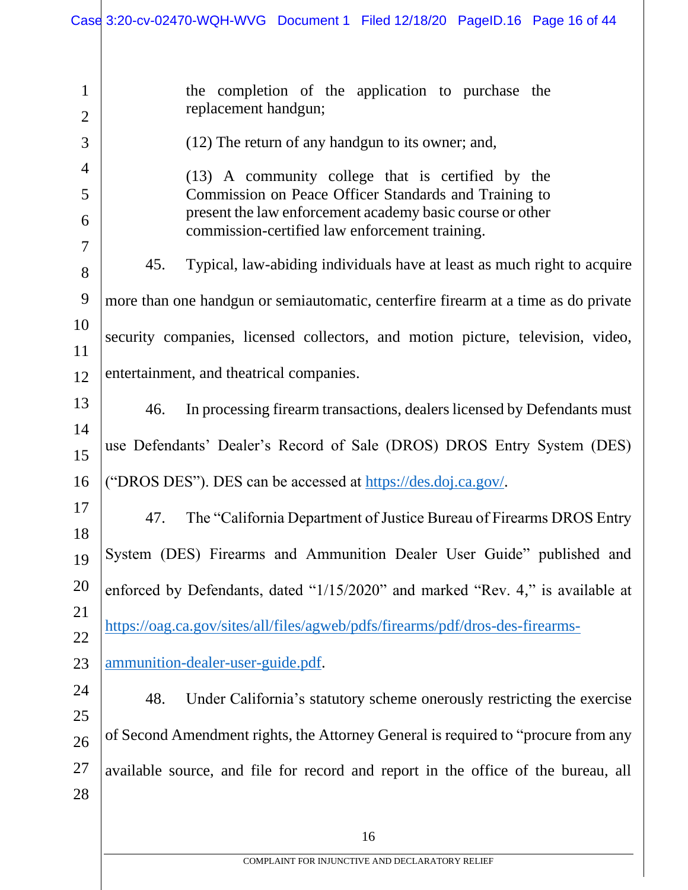> the completion of the application to purchase the replacement handgun;
>
> (12) The return of any handgun to its owner; and,
>
> (13) A community college that is certified by the Commission on Peace Officer Standards and Training to present the law enforcement academy basic course or other commission-certified law enforcement training.

45. Typical, law-abiding individuals have at least as much right to acquire more than one handgun or semiautomatic, centerfire firearm at a time as do private security companies, licensed collectors, and motion picture, television, video, entertainment, and theatrical companies.

46. In processing firearm transactions, dealers licensed by Defendants must use Defendants' Dealer's Record of Sale (DROS) DROS Entry System (DES) ("DROS DES"). DES can be accessed at https://des.doj.ca.gov/.

47. The "California Department of Justice Bureau of Firearms DROS Entry System (DES) Firearms and Ammunition Dealer User Guide" published and enforced by Defendants, dated "1/15/2020" and marked "Rev. 4," is available at https://oag.ca.gov/sites/all/files/agweb/pdfs/firearms/pdf/dros-des-firearms-ammunition-dealer-user-guide.pdf.

48. Under California's statutory scheme onerously restricting the exercise of Second Amendment rights, the Attorney General is required to "procure from any available source, and file for record and report in the office of the bureau, all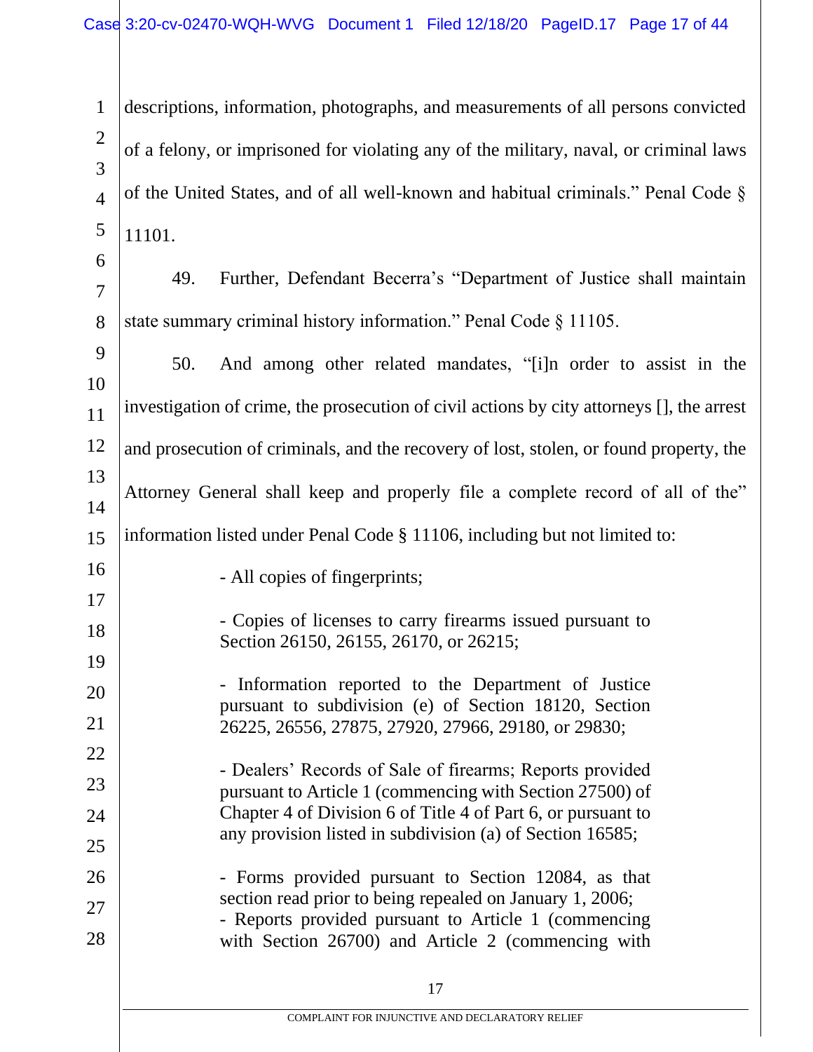descriptions, information, photographs, and measurements of all persons convicted of a felony, or imprisoned for violating any of the military, naval, or criminal laws of the United States, and of all well-known and habitual criminals." Penal Code § 11101.

49. Further, Defendant Becerra's "Department of Justice shall maintain state summary criminal history information." Penal Code § 11105.

50. And among other related mandates, "[i]n order to assist in the investigation of crime, the prosecution of civil actions by city attorneys [], the arrest and prosecution of criminals, and the recovery of lost, stolen, or found property, the Attorney General shall keep and properly file a complete record of all of the" information listed under Penal Code § 11106, including but not limited to:

> - All copies of fingerprints;
>
> - Copies of licenses to carry firearms issued pursuant to Section 26150, 26155, 26170, or 26215;
>
> - Information reported to the Department of Justice pursuant to subdivision (e) of Section 18120, Section 26225, 26556, 27875, 27920, 27966, 29180, or 29830;
>
> - Dealers' Records of Sale of firearms; Reports provided pursuant to Article 1 (commencing with Section 27500) of Chapter 4 of Division 6 of Title 4 of Part 6, or pursuant to any provision listed in subdivision (a) of Section 16585;
>
> - Forms provided pursuant to Section 12084, as that section read prior to being repealed on January 1, 2006;
> - Reports provided pursuant to Article 1 (commencing with Section 26700) and Article 2 (commencing with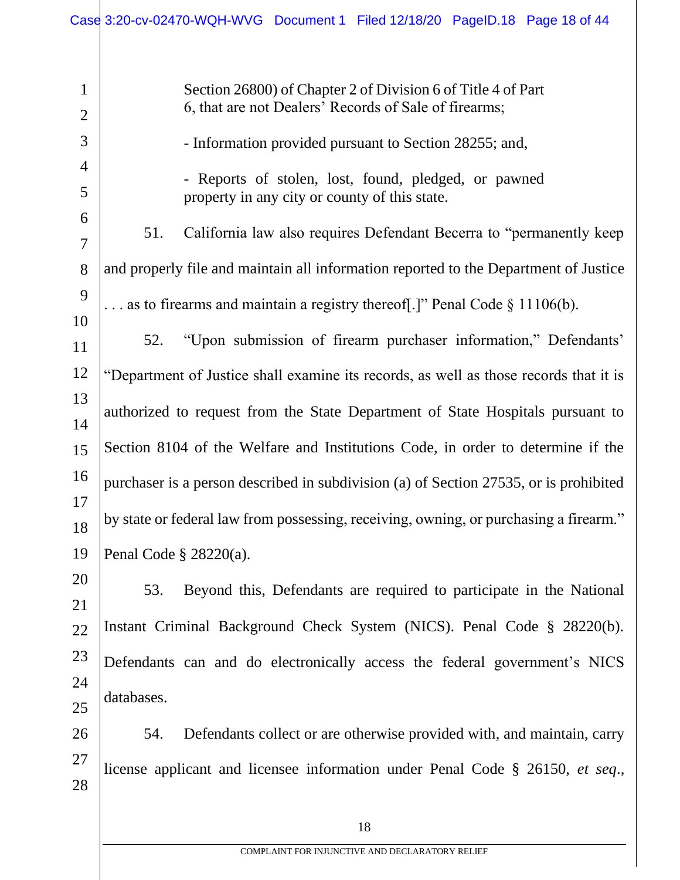Section 26800) of Chapter 2 of Division 6 of Title 4 of Part 6, that are not Dealers' Records of Sale of firearms;

- Information provided pursuant to Section 28255; and,

- Reports of stolen, lost, found, pledged, or pawned property in any city or county of this state.

51. California law also requires Defendant Becerra to "permanently keep and properly file and maintain all information reported to the Department of Justice . . . as to firearms and maintain a registry thereof[.]" Penal Code § 11106(b).

52. "Upon submission of firearm purchaser information," Defendants' "Department of Justice shall examine its records, as well as those records that it is authorized to request from the State Department of State Hospitals pursuant to Section 8104 of the Welfare and Institutions Code, in order to determine if the purchaser is a person described in subdivision (a) of Section 27535, or is prohibited by state or federal law from possessing, receiving, owning, or purchasing a firearm." Penal Code § 28220(a).

53. Beyond this, Defendants are required to participate in the National Instant Criminal Background Check System (NICS). Penal Code § 28220(b). Defendants can and do electronically access the federal government's NICS databases.

54. Defendants collect or are otherwise provided with, and maintain, carry license applicant and licensee information under Penal Code § 26150, *et seq*.,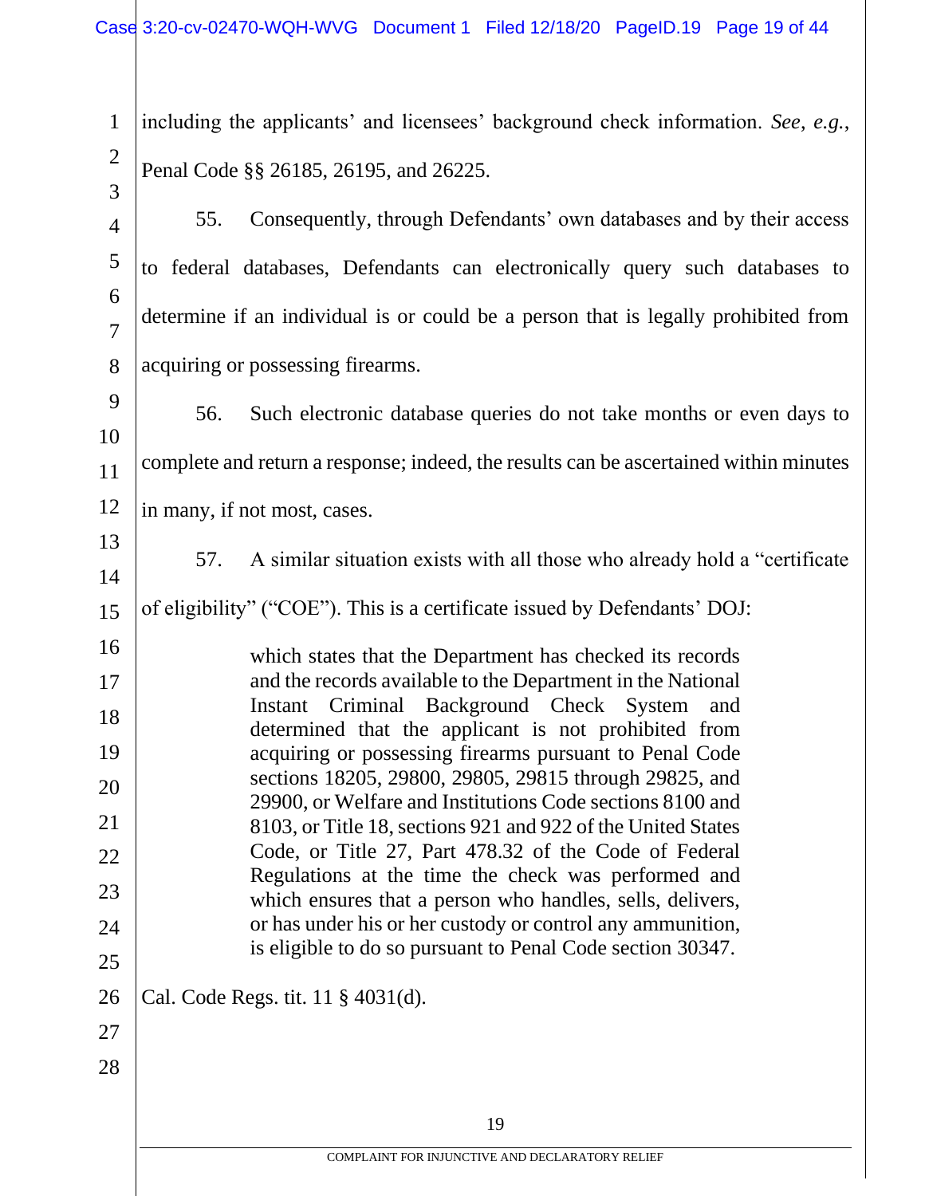including the applicants' and licensees' background check information. *See, e.g.*, Penal Code §§ 26185, 26195, and 26225.

55. Consequently, through Defendants' own databases and by their access to federal databases, Defendants can electronically query such databases to determine if an individual is or could be a person that is legally prohibited from acquiring or possessing firearms.

56. Such electronic database queries do not take months or even days to complete and return a response; indeed, the results can be ascertained within minutes in many, if not most, cases.

57. A similar situation exists with all those who already hold a "certificate of eligibility" ("COE"). This is a certificate issued by Defendants' DOJ:

> which states that the Department has checked its records and the records available to the Department in the National Instant Criminal Background Check System and determined that the applicant is not prohibited from acquiring or possessing firearms pursuant to Penal Code sections 18205, 29800, 29805, 29815 through 29825, and 29900, or Welfare and Institutions Code sections 8100 and 8103, or Title 18, sections 921 and 922 of the United States Code, or Title 27, Part 478.32 of the Code of Federal Regulations at the time the check was performed and which ensures that a person who handles, sells, delivers, or has under his or her custody or control any ammunition, is eligible to do so pursuant to Penal Code section 30347.

Cal. Code Regs. tit. 11 § 4031(d).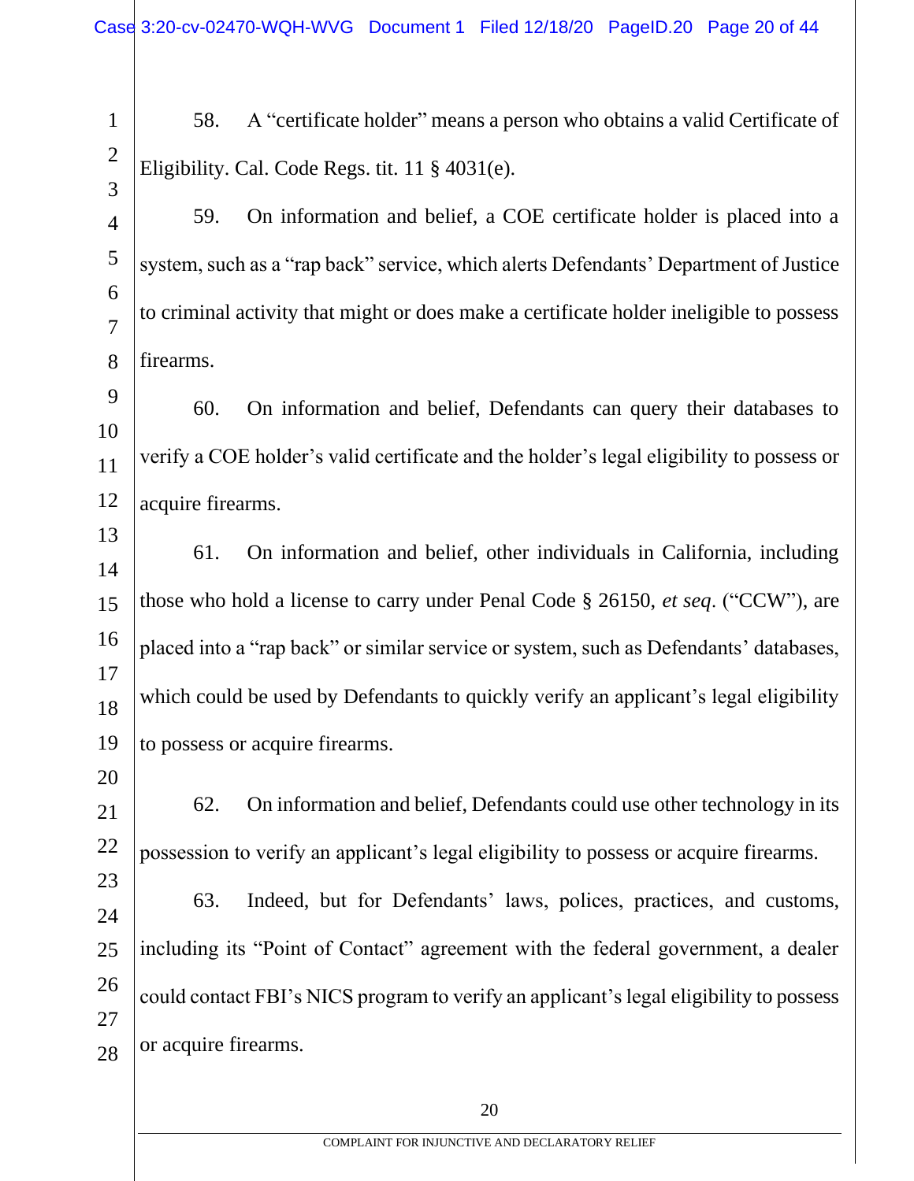58. A "certificate holder" means a person who obtains a valid Certificate of Eligibility. Cal. Code Regs. tit. 11 § 4031(e).

59. On information and belief, a COE certificate holder is placed into a system, such as a "rap back" service, which alerts Defendants' Department of Justice to criminal activity that might or does make a certificate holder ineligible to possess firearms.

60. On information and belief, Defendants can query their databases to verify a COE holder's valid certificate and the holder's legal eligibility to possess or acquire firearms.

61. On information and belief, other individuals in California, including those who hold a license to carry under Penal Code § 26150, *et seq*. ("CCW"), are placed into a "rap back" or similar service or system, such as Defendants' databases, which could be used by Defendants to quickly verify an applicant's legal eligibility to possess or acquire firearms.

62. On information and belief, Defendants could use other technology in its possession to verify an applicant's legal eligibility to possess or acquire firearms.

63. Indeed, but for Defendants' laws, polices, practices, and customs, including its "Point of Contact" agreement with the federal government, a dealer could contact FBI's NICS program to verify an applicant's legal eligibility to possess or acquire firearms.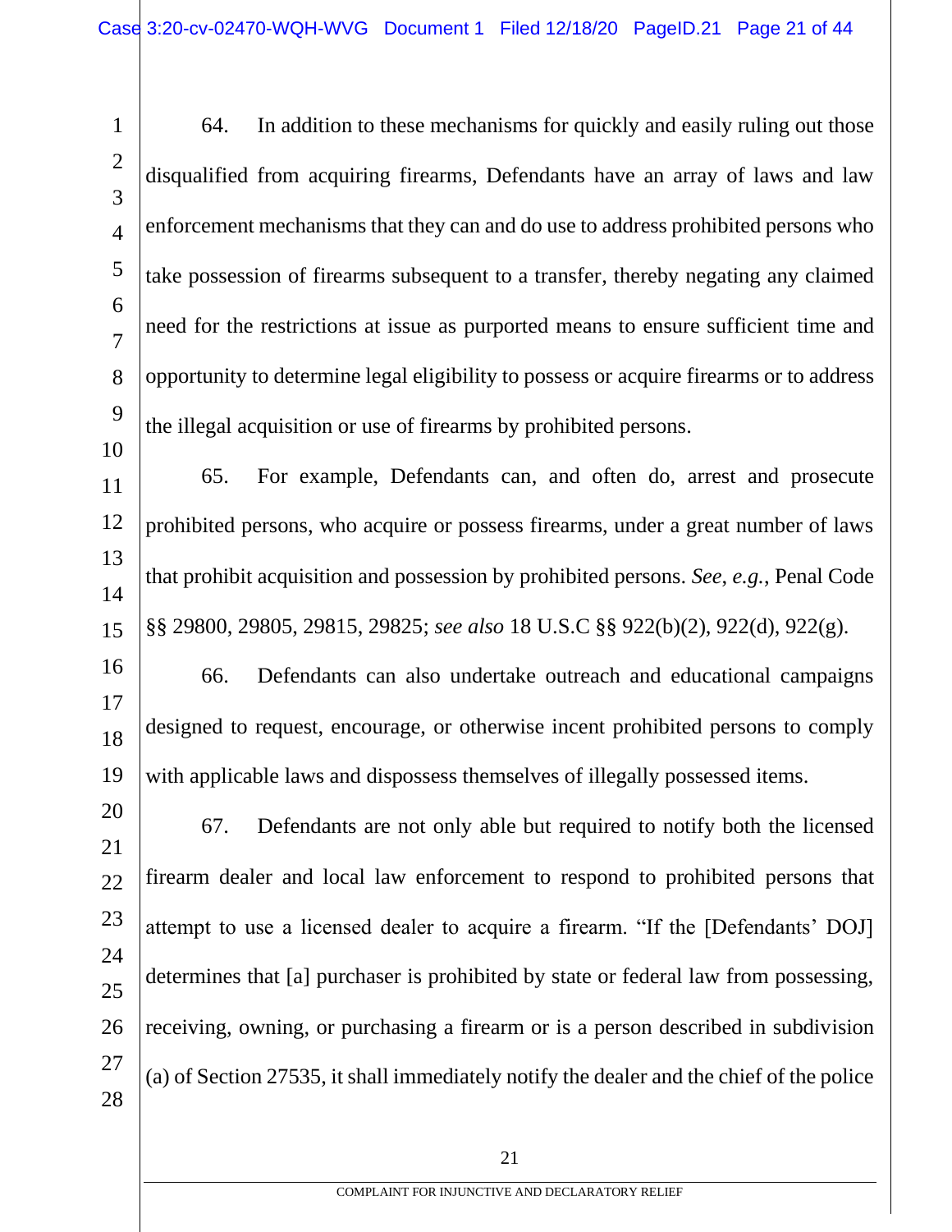64. In addition to these mechanisms for quickly and easily ruling out those disqualified from acquiring firearms, Defendants have an array of laws and law enforcement mechanisms that they can and do use to address prohibited persons who take possession of firearms subsequent to a transfer, thereby negating any claimed need for the restrictions at issue as purported means to ensure sufficient time and opportunity to determine legal eligibility to possess or acquire firearms or to address the illegal acquisition or use of firearms by prohibited persons.

65. For example, Defendants can, and often do, arrest and prosecute prohibited persons, who acquire or possess firearms, under a great number of laws that prohibit acquisition and possession by prohibited persons. *See*, *e.g.*, Penal Code §§ 29800, 29805, 29815, 29825; *see also* 18 U.S.C §§ 922(b)(2), 922(d), 922(g).

66. Defendants can also undertake outreach and educational campaigns designed to request, encourage, or otherwise incent prohibited persons to comply with applicable laws and dispossess themselves of illegally possessed items.

67. Defendants are not only able but required to notify both the licensed firearm dealer and local law enforcement to respond to prohibited persons that attempt to use a licensed dealer to acquire a firearm. "If the [Defendants' DOJ] determines that [a] purchaser is prohibited by state or federal law from possessing, receiving, owning, or purchasing a firearm or is a person described in subdivision (a) of Section 27535, it shall immediately notify the dealer and the chief of the police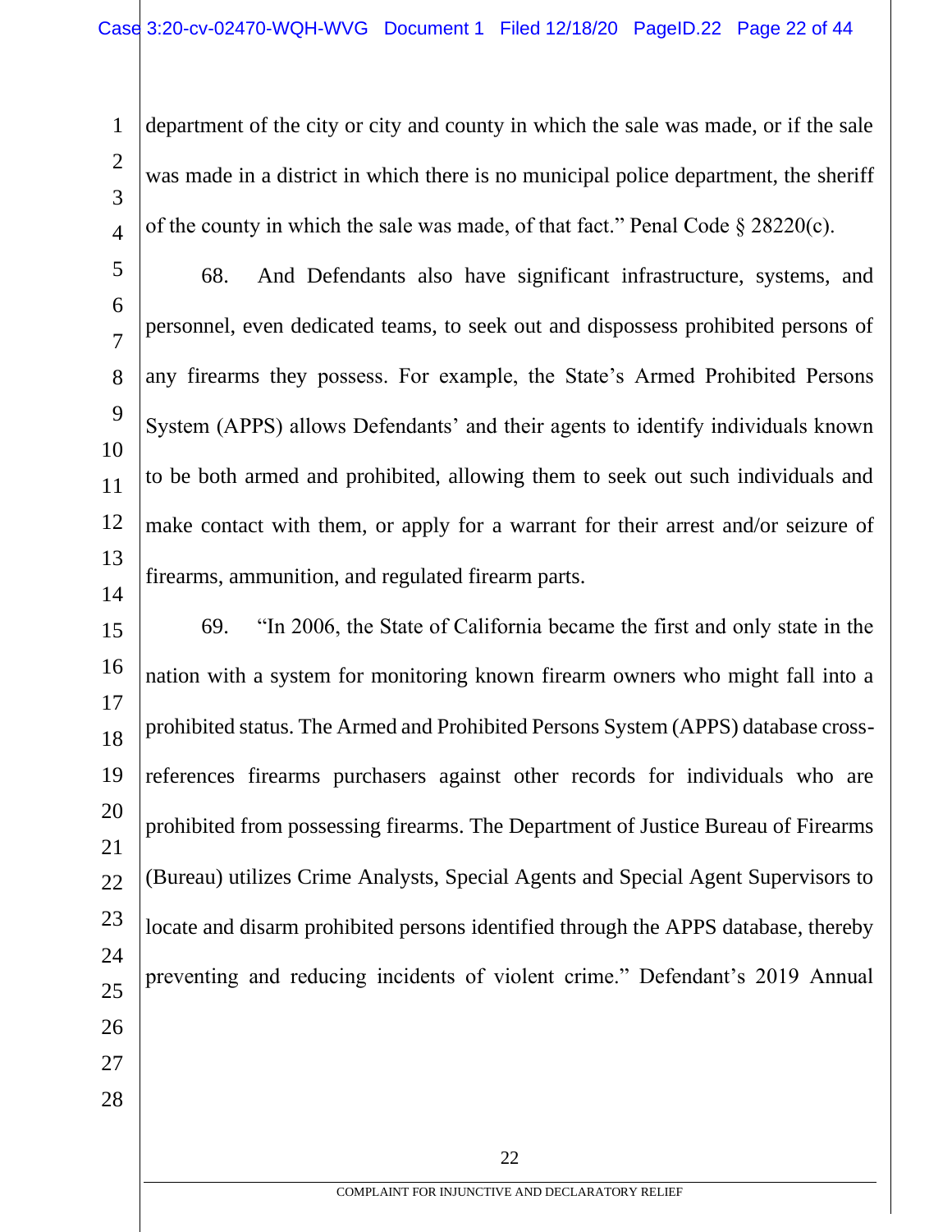department of the city or city and county in which the sale was made, or if the sale was made in a district in which there is no municipal police department, the sheriff of the county in which the sale was made, of that fact." Penal Code § 28220(c).

68. And Defendants also have significant infrastructure, systems, and personnel, even dedicated teams, to seek out and dispossess prohibited persons of any firearms they possess. For example, the State's Armed Prohibited Persons System (APPS) allows Defendants' and their agents to identify individuals known to be both armed and prohibited, allowing them to seek out such individuals and make contact with them, or apply for a warrant for their arrest and/or seizure of firearms, ammunition, and regulated firearm parts.

69. "In 2006, the State of California became the first and only state in the nation with a system for monitoring known firearm owners who might fall into a prohibited status. The Armed and Prohibited Persons System (APPS) database cross-references firearms purchasers against other records for individuals who are prohibited from possessing firearms. The Department of Justice Bureau of Firearms (Bureau) utilizes Crime Analysts, Special Agents and Special Agent Supervisors to locate and disarm prohibited persons identified through the APPS database, thereby preventing and reducing incidents of violent crime." Defendant's 2019 Annual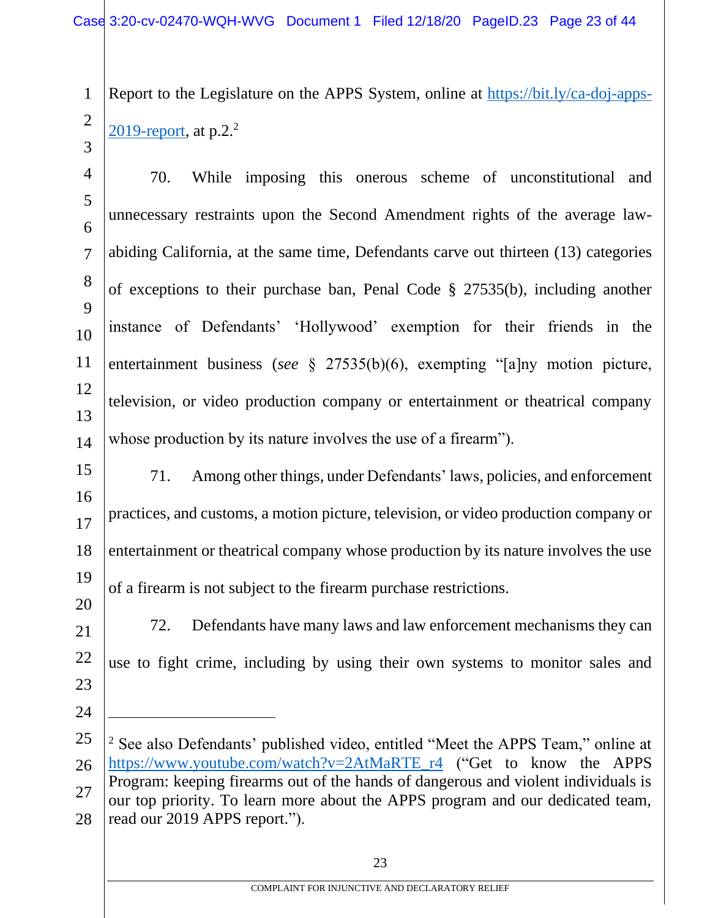Report to the Legislature on the APPS System, online at https://bit.ly/ca-doj-apps-2019-report, at p.2.[2]

70. While imposing this onerous scheme of unconstitutional and unnecessary restraints upon the Second Amendment rights of the average law-abiding California, at the same time, Defendants carve out thirteen (13) categories of exceptions to their purchase ban, Penal Code § 27535(b), including another instance of Defendants' 'Hollywood' exemption for their friends in the entertainment business (*see* § 27535(b)(6), exempting "[a]ny motion picture, television, or video production company or entertainment or theatrical company whose production by its nature involves the use of a firearm").

71. Among other things, under Defendants' laws, policies, and enforcement practices, and customs, a motion picture, television, or video production company or entertainment or theatrical company whose production by its nature involves the use of a firearm is not subject to the firearm purchase restrictions.

72. Defendants have many laws and law enforcement mechanisms they can use to fight crime, including by using their own systems to monitor sales and

---

[2] See also Defendants' published video, entitled "Meet the APPS Team," online at https://www.youtube.com/watch?v=2AtMaRTE_r4 ("Get to know the APPS Program: keeping firearms out of the hands of dangerous and violent individuals is our top priority. To learn more about the APPS program and our dedicated team, read our 2019 APPS report.").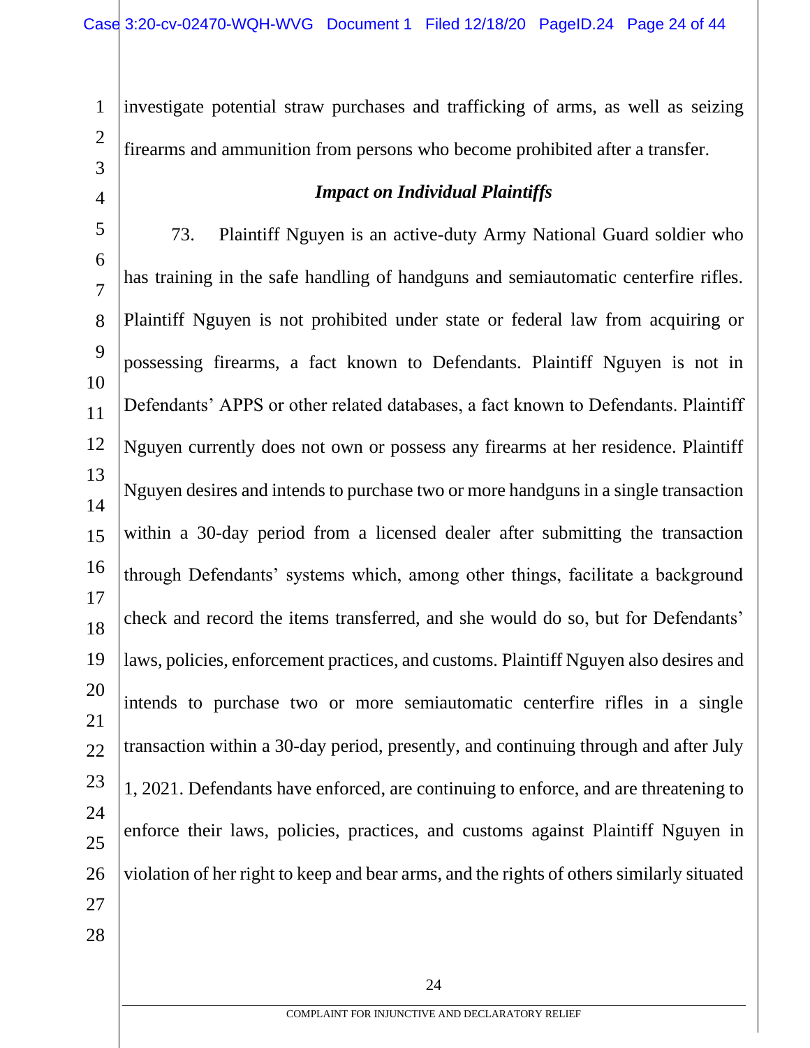investigate potential straw purchases and trafficking of arms, as well as seizing firearms and ammunition from persons who become prohibited after a transfer.

### *Impact on Individual Plaintiffs*

73. Plaintiff Nguyen is an active-duty Army National Guard soldier who has training in the safe handling of handguns and semiautomatic centerfire rifles. Plaintiff Nguyen is not prohibited under state or federal law from acquiring or possessing firearms, a fact known to Defendants. Plaintiff Nguyen is not in Defendants' APPS or other related databases, a fact known to Defendants. Plaintiff Nguyen currently does not own or possess any firearms at her residence. Plaintiff Nguyen desires and intends to purchase two or more handguns in a single transaction within a 30-day period from a licensed dealer after submitting the transaction through Defendants' systems which, among other things, facilitate a background check and record the items transferred, and she would do so, but for Defendants' laws, policies, enforcement practices, and customs. Plaintiff Nguyen also desires and intends to purchase two or more semiautomatic centerfire rifles in a single transaction within a 30-day period, presently, and continuing through and after July 1, 2021. Defendants have enforced, are continuing to enforce, and are threatening to enforce their laws, policies, practices, and customs against Plaintiff Nguyen in violation of her right to keep and bear arms, and the rights of others similarly situated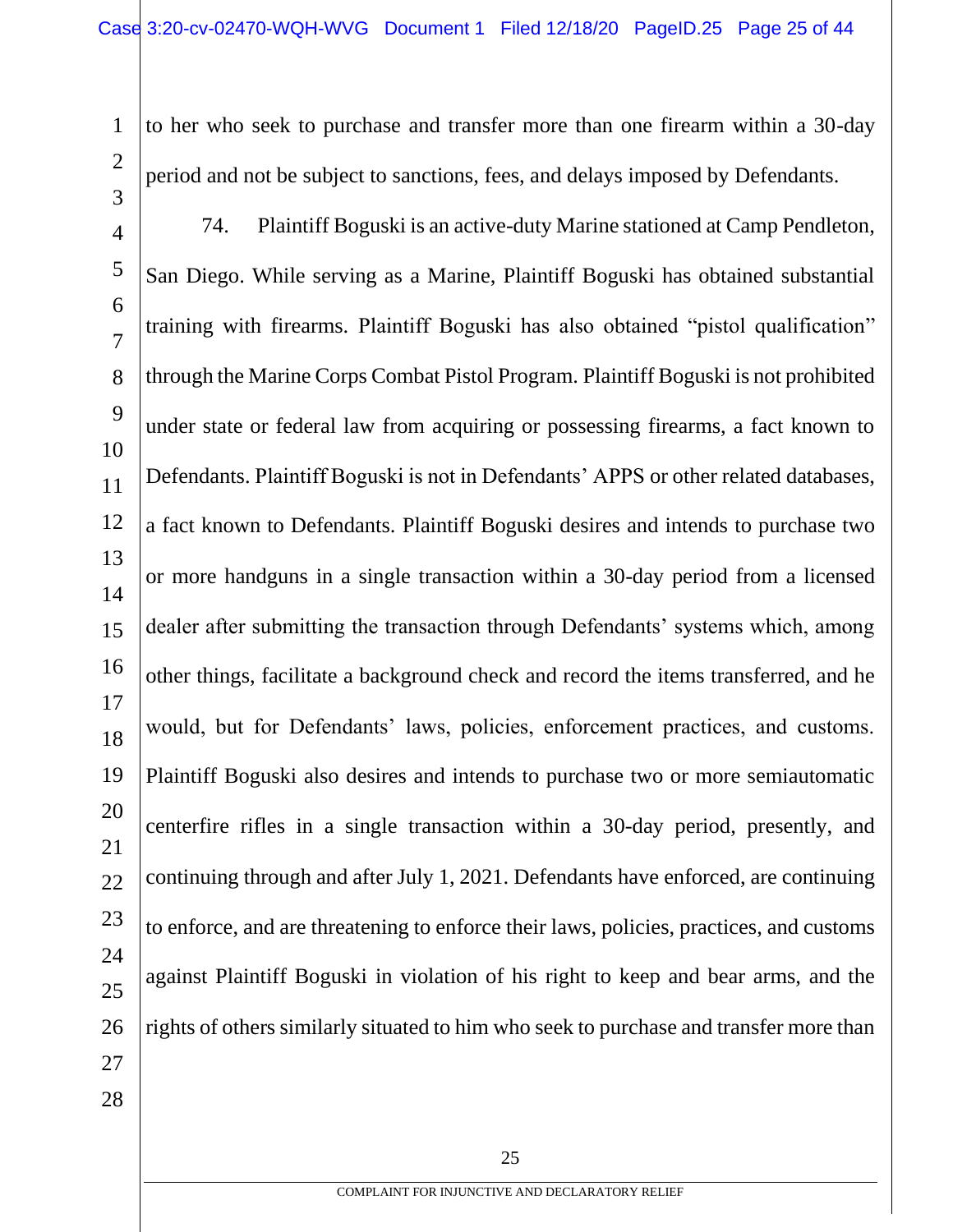to her who seek to purchase and transfer more than one firearm within a 30-day period and not be subject to sanctions, fees, and delays imposed by Defendants.

74. Plaintiff Boguski is an active-duty Marine stationed at Camp Pendleton, San Diego. While serving as a Marine, Plaintiff Boguski has obtained substantial training with firearms. Plaintiff Boguski has also obtained "pistol qualification" through the Marine Corps Combat Pistol Program. Plaintiff Boguski is not prohibited under state or federal law from acquiring or possessing firearms, a fact known to Defendants. Plaintiff Boguski is not in Defendants' APPS or other related databases, a fact known to Defendants. Plaintiff Boguski desires and intends to purchase two or more handguns in a single transaction within a 30-day period from a licensed dealer after submitting the transaction through Defendants' systems which, among other things, facilitate a background check and record the items transferred, and he would, but for Defendants' laws, policies, enforcement practices, and customs. Plaintiff Boguski also desires and intends to purchase two or more semiautomatic centerfire rifles in a single transaction within a 30-day period, presently, and continuing through and after July 1, 2021. Defendants have enforced, are continuing to enforce, and are threatening to enforce their laws, policies, practices, and customs against Plaintiff Boguski in violation of his right to keep and bear arms, and the rights of others similarly situated to him who seek to purchase and transfer more than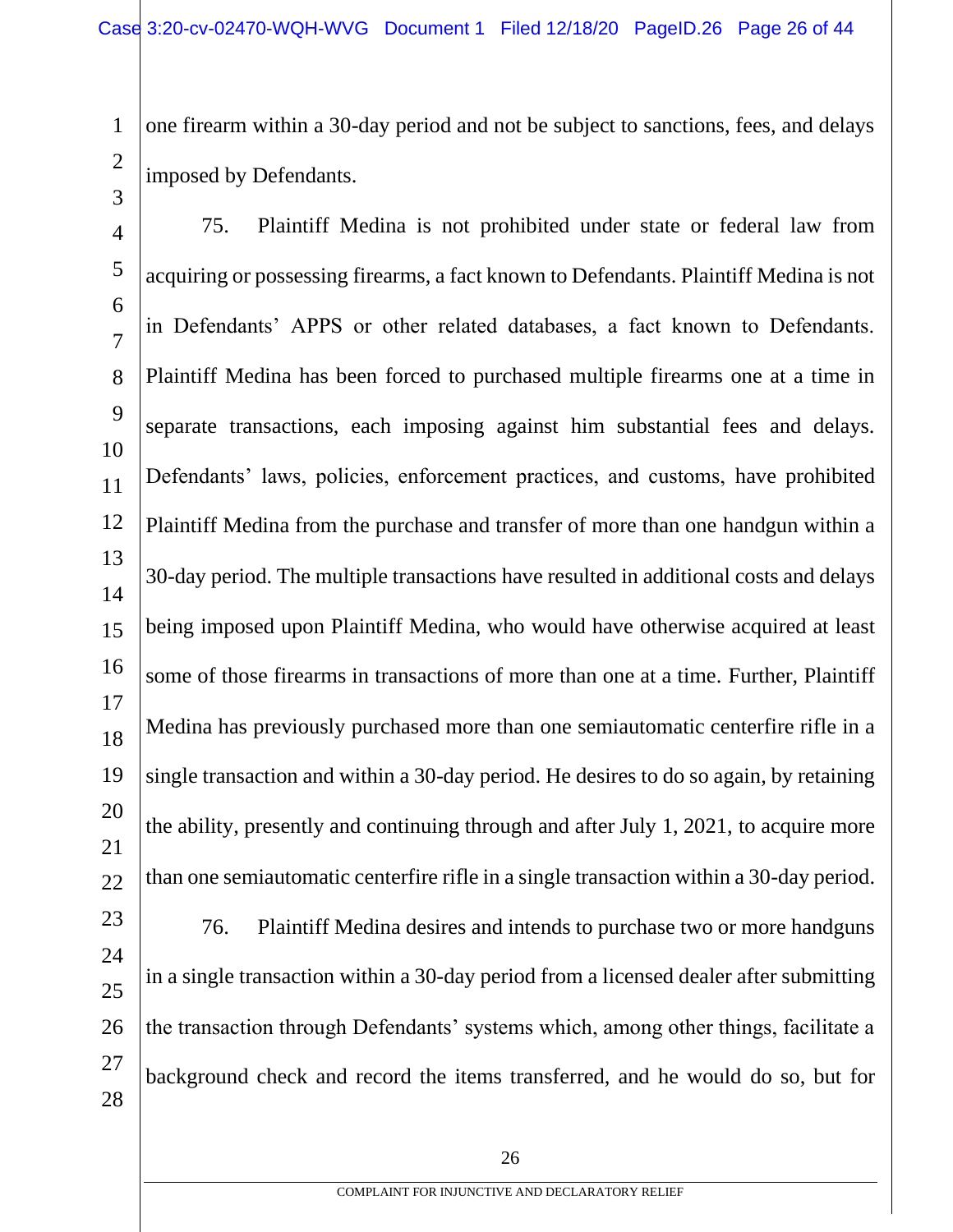one firearm within a 30-day period and not be subject to sanctions, fees, and delays imposed by Defendants.

75. Plaintiff Medina is not prohibited under state or federal law from acquiring or possessing firearms, a fact known to Defendants. Plaintiff Medina is not in Defendants' APPS or other related databases, a fact known to Defendants. Plaintiff Medina has been forced to purchased multiple firearms one at a time in separate transactions, each imposing against him substantial fees and delays. Defendants' laws, policies, enforcement practices, and customs, have prohibited Plaintiff Medina from the purchase and transfer of more than one handgun within a 30-day period. The multiple transactions have resulted in additional costs and delays being imposed upon Plaintiff Medina, who would have otherwise acquired at least some of those firearms in transactions of more than one at a time. Further, Plaintiff Medina has previously purchased more than one semiautomatic centerfire rifle in a single transaction and within a 30-day period. He desires to do so again, by retaining the ability, presently and continuing through and after July 1, 2021, to acquire more than one semiautomatic centerfire rifle in a single transaction within a 30-day period.

76. Plaintiff Medina desires and intends to purchase two or more handguns in a single transaction within a 30-day period from a licensed dealer after submitting the transaction through Defendants' systems which, among other things, facilitate a background check and record the items transferred, and he would do so, but for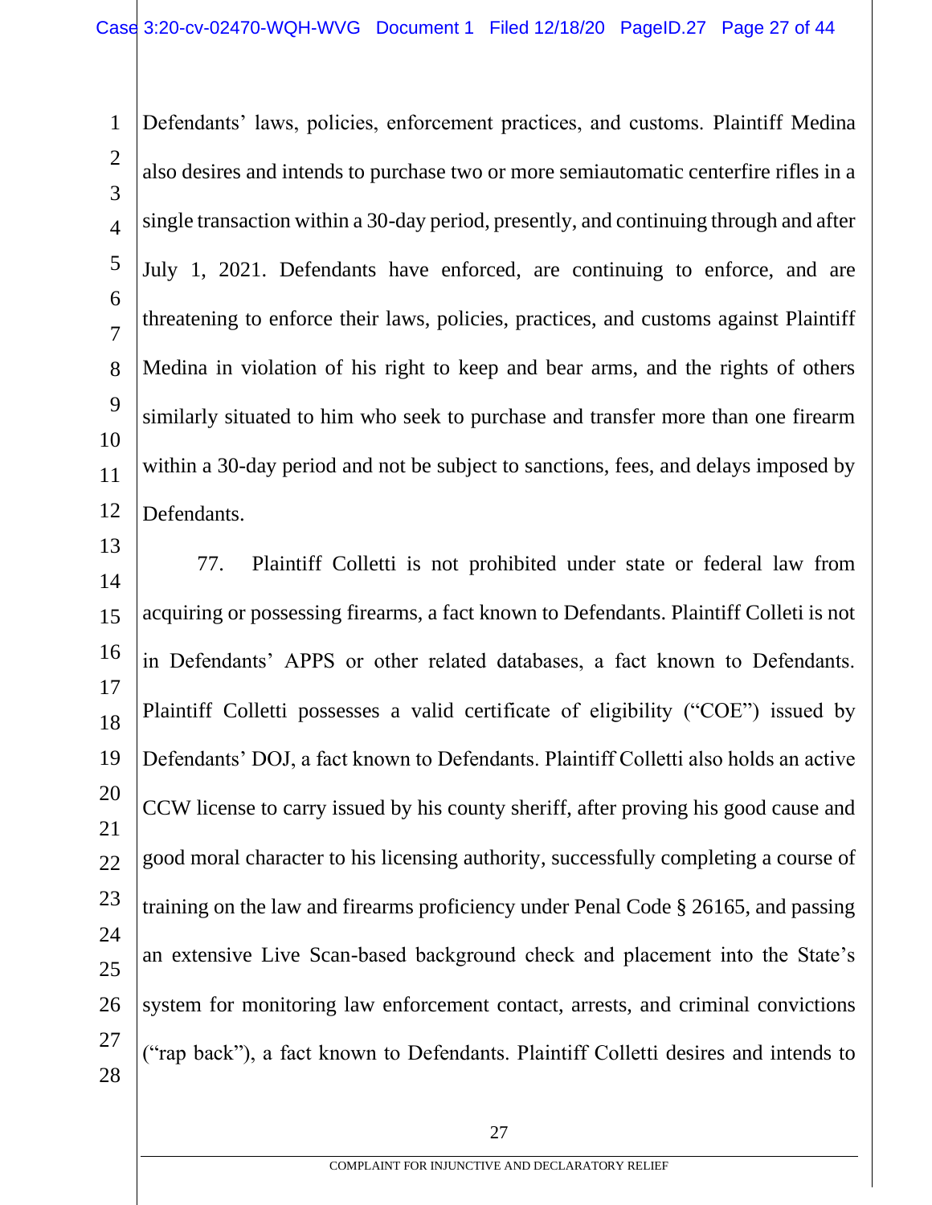Defendants' laws, policies, enforcement practices, and customs. Plaintiff Medina also desires and intends to purchase two or more semiautomatic centerfire rifles in a single transaction within a 30-day period, presently, and continuing through and after July 1, 2021. Defendants have enforced, are continuing to enforce, and are threatening to enforce their laws, policies, practices, and customs against Plaintiff Medina in violation of his right to keep and bear arms, and the rights of others similarly situated to him who seek to purchase and transfer more than one firearm within a 30-day period and not be subject to sanctions, fees, and delays imposed by Defendants.

77. Plaintiff Colletti is not prohibited under state or federal law from acquiring or possessing firearms, a fact known to Defendants. Plaintiff Colleti is not in Defendants' APPS or other related databases, a fact known to Defendants. Plaintiff Colletti possesses a valid certificate of eligibility ("COE") issued by Defendants' DOJ, a fact known to Defendants. Plaintiff Colletti also holds an active CCW license to carry issued by his county sheriff, after proving his good cause and good moral character to his licensing authority, successfully completing a course of training on the law and firearms proficiency under Penal Code § 26165, and passing an extensive Live Scan-based background check and placement into the State's system for monitoring law enforcement contact, arrests, and criminal convictions ("rap back"), a fact known to Defendants. Plaintiff Colletti desires and intends to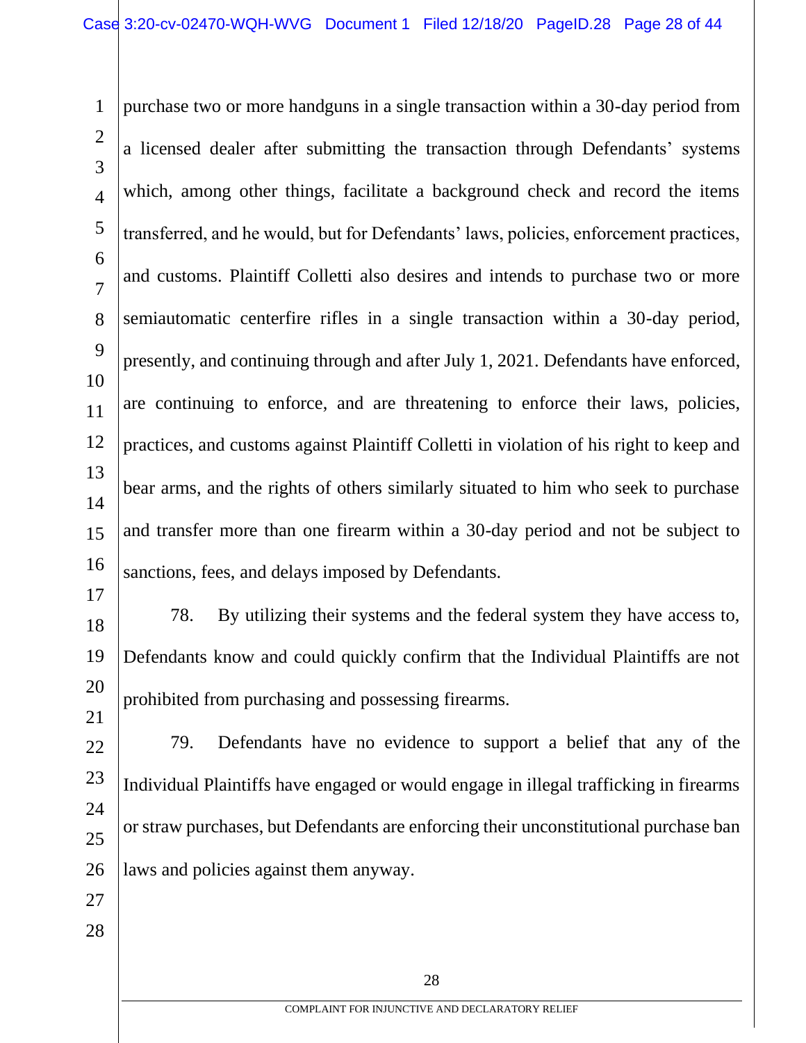purchase two or more handguns in a single transaction within a 30-day period from a licensed dealer after submitting the transaction through Defendants' systems which, among other things, facilitate a background check and record the items transferred, and he would, but for Defendants' laws, policies, enforcement practices, and customs. Plaintiff Colletti also desires and intends to purchase two or more semiautomatic centerfire rifles in a single transaction within a 30-day period, presently, and continuing through and after July 1, 2021. Defendants have enforced, are continuing to enforce, and are threatening to enforce their laws, policies, practices, and customs against Plaintiff Colletti in violation of his right to keep and bear arms, and the rights of others similarly situated to him who seek to purchase and transfer more than one firearm within a 30-day period and not be subject to sanctions, fees, and delays imposed by Defendants.

78. By utilizing their systems and the federal system they have access to, Defendants know and could quickly confirm that the Individual Plaintiffs are not prohibited from purchasing and possessing firearms.

79. Defendants have no evidence to support a belief that any of the Individual Plaintiffs have engaged or would engage in illegal trafficking in firearms or straw purchases, but Defendants are enforcing their unconstitutional purchase ban laws and policies against them anyway.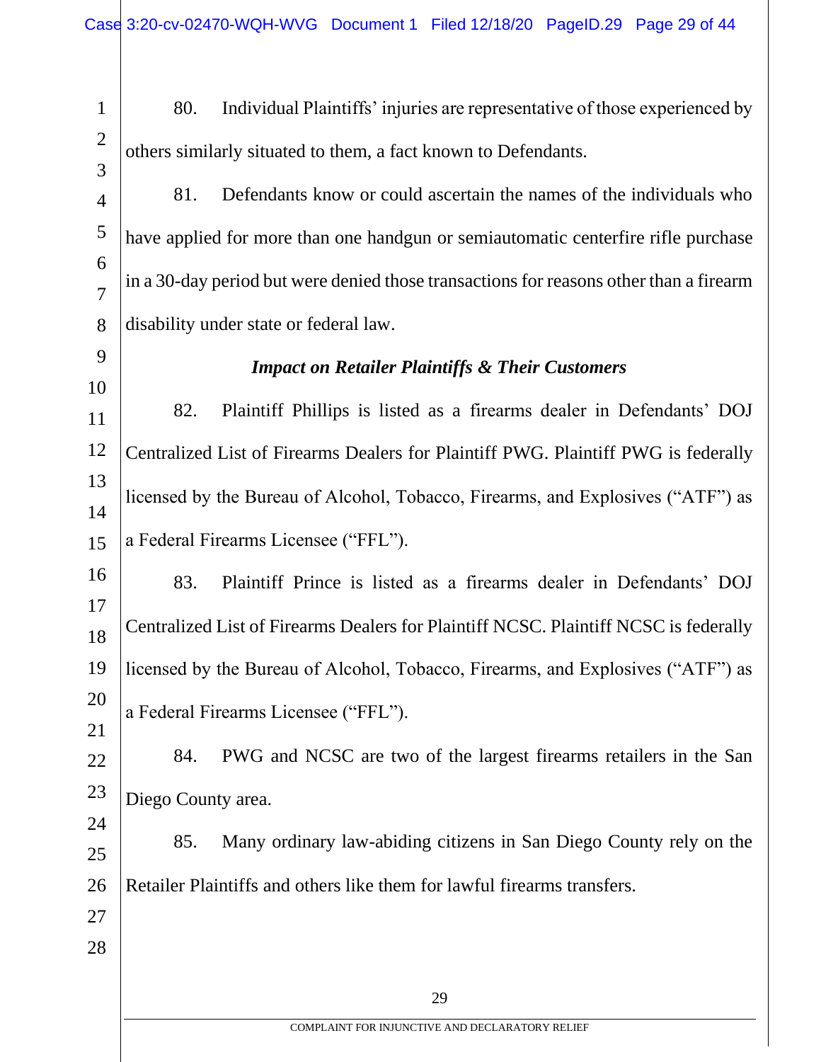80. Individual Plaintiffs' injuries are representative of those experienced by others similarly situated to them, a fact known to Defendants.

81. Defendants know or could ascertain the names of the individuals who have applied for more than one handgun or semiautomatic centerfire rifle purchase in a 30-day period but were denied those transactions for reasons other than a firearm disability under state or federal law.

***Impact on Retailer Plaintiffs & Their Customers***

82. Plaintiff Phillips is listed as a firearms dealer in Defendants' DOJ Centralized List of Firearms Dealers for Plaintiff PWG. Plaintiff PWG is federally licensed by the Bureau of Alcohol, Tobacco, Firearms, and Explosives ("ATF") as a Federal Firearms Licensee ("FFL").

83. Plaintiff Prince is listed as a firearms dealer in Defendants' DOJ Centralized List of Firearms Dealers for Plaintiff NCSC. Plaintiff NCSC is federally licensed by the Bureau of Alcohol, Tobacco, Firearms, and Explosives ("ATF") as a Federal Firearms Licensee ("FFL").

84. PWG and NCSC are two of the largest firearms retailers in the San Diego County area.

85. Many ordinary law-abiding citizens in San Diego County rely on the Retailer Plaintiffs and others like them for lawful firearms transfers.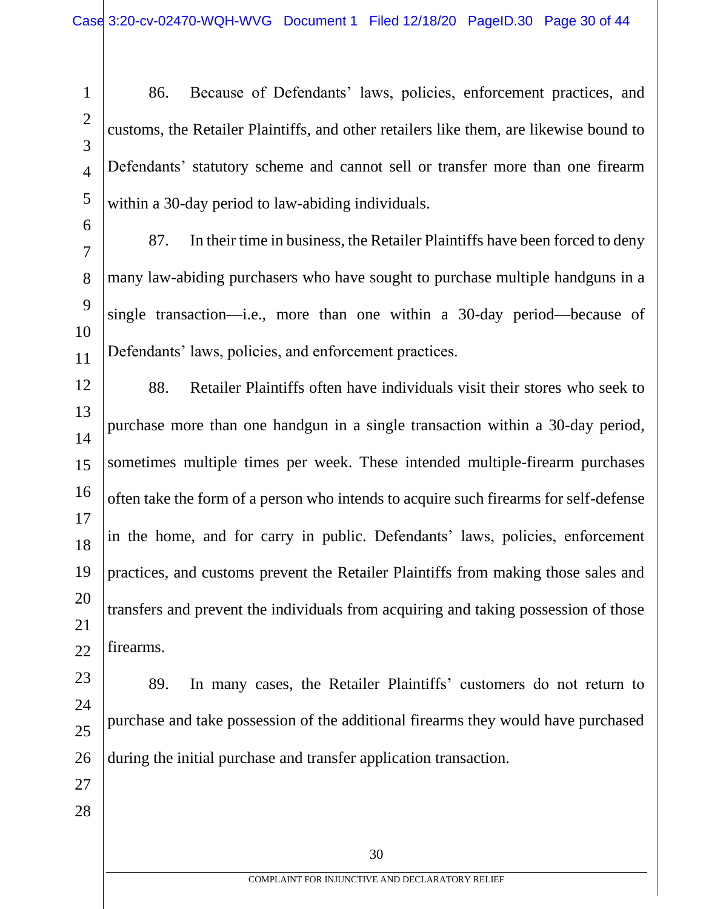86. Because of Defendants' laws, policies, enforcement practices, and customs, the Retailer Plaintiffs, and other retailers like them, are likewise bound to Defendants' statutory scheme and cannot sell or transfer more than one firearm within a 30-day period to law-abiding individuals.

87. In their time in business, the Retailer Plaintiffs have been forced to deny many law-abiding purchasers who have sought to purchase multiple handguns in a single transaction—i.e., more than one within a 30-day period—because of Defendants' laws, policies, and enforcement practices.

88. Retailer Plaintiffs often have individuals visit their stores who seek to purchase more than one handgun in a single transaction within a 30-day period, sometimes multiple times per week. These intended multiple-firearm purchases often take the form of a person who intends to acquire such firearms for self-defense in the home, and for carry in public. Defendants' laws, policies, enforcement practices, and customs prevent the Retailer Plaintiffs from making those sales and transfers and prevent the individuals from acquiring and taking possession of those firearms.

89. In many cases, the Retailer Plaintiffs' customers do not return to purchase and take possession of the additional firearms they would have purchased during the initial purchase and transfer application transaction.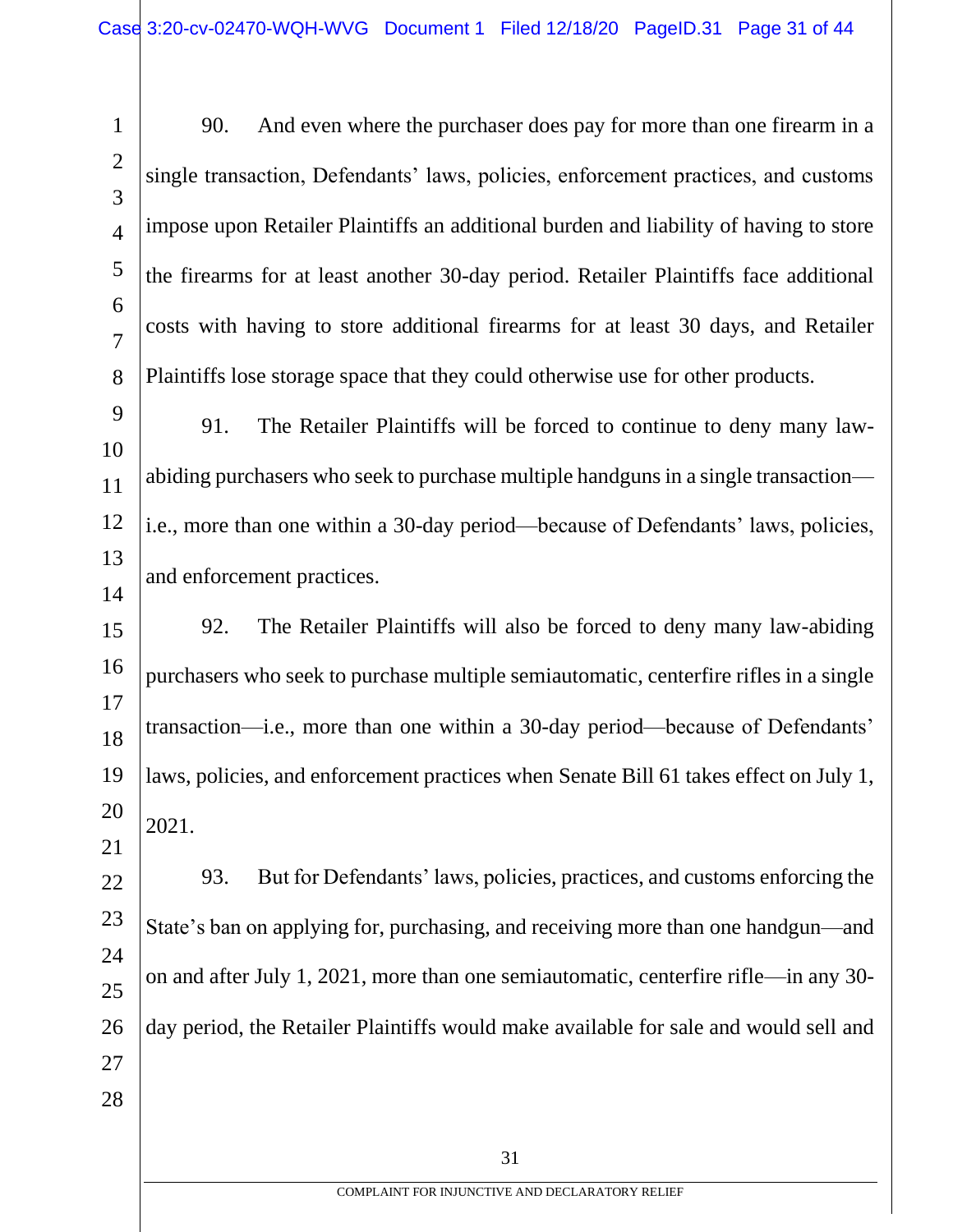90. And even where the purchaser does pay for more than one firearm in a single transaction, Defendants' laws, policies, enforcement practices, and customs impose upon Retailer Plaintiffs an additional burden and liability of having to store the firearms for at least another 30-day period. Retailer Plaintiffs face additional costs with having to store additional firearms for at least 30 days, and Retailer Plaintiffs lose storage space that they could otherwise use for other products.

91. The Retailer Plaintiffs will be forced to continue to deny many law-abiding purchasers who seek to purchase multiple handguns in a single transaction—i.e., more than one within a 30-day period—because of Defendants' laws, policies, and enforcement practices.

92. The Retailer Plaintiffs will also be forced to deny many law-abiding purchasers who seek to purchase multiple semiautomatic, centerfire rifles in a single transaction—i.e., more than one within a 30-day period—because of Defendants' laws, policies, and enforcement practices when Senate Bill 61 takes effect on July 1, 2021.

93. But for Defendants' laws, policies, practices, and customs enforcing the State's ban on applying for, purchasing, and receiving more than one handgun—and on and after July 1, 2021, more than one semiautomatic, centerfire rifle—in any 30-day period, the Retailer Plaintiffs would make available for sale and would sell and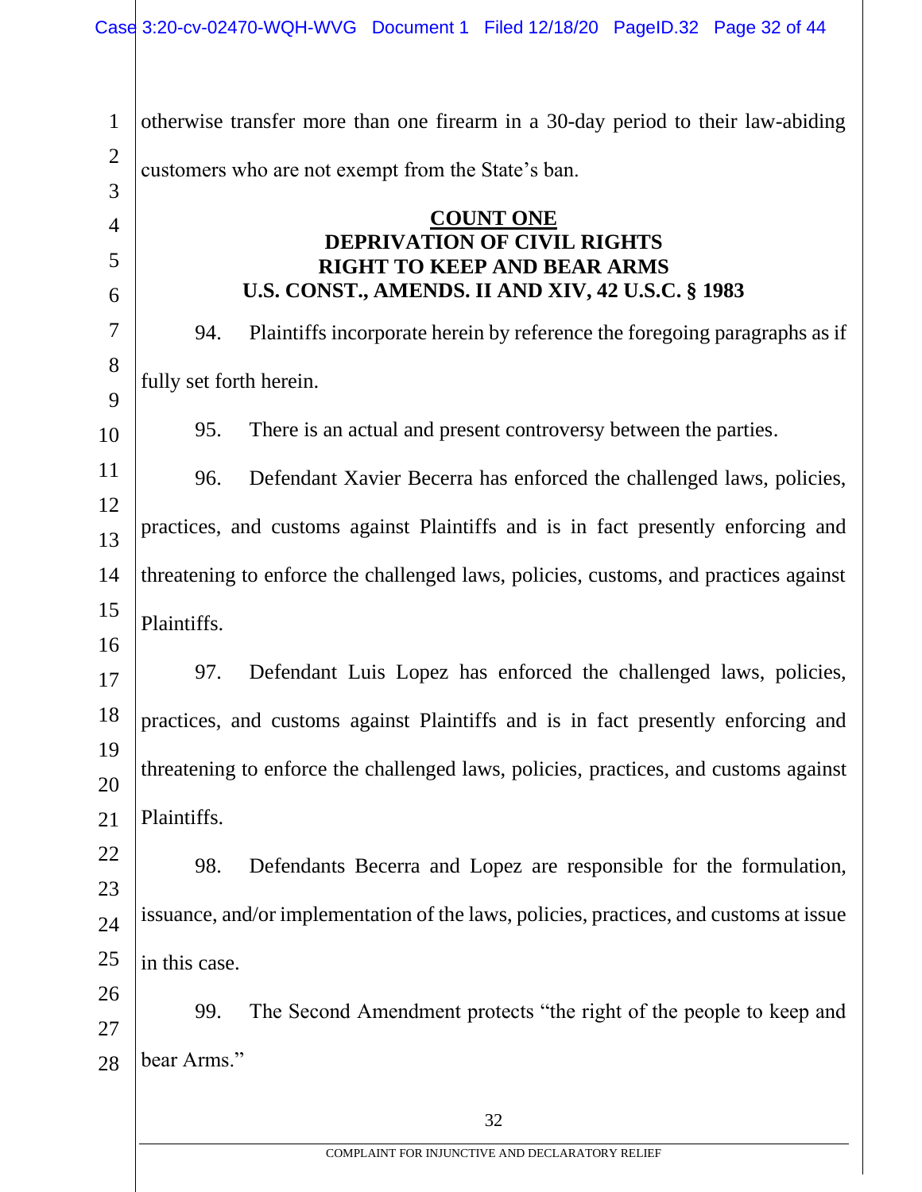otherwise transfer more than one firearm in a 30-day period to their law-abiding customers who are not exempt from the State's ban.

## COUNT ONE
## DEPRIVATION OF CIVIL RIGHTS
## RIGHT TO KEEP AND BEAR ARMS
## U.S. CONST., AMENDS. II AND XIV, 42 U.S.C. § 1983

94. Plaintiffs incorporate herein by reference the foregoing paragraphs as if fully set forth herein.

95. There is an actual and present controversy between the parties.

96. Defendant Xavier Becerra has enforced the challenged laws, policies, practices, and customs against Plaintiffs and is in fact presently enforcing and threatening to enforce the challenged laws, policies, customs, and practices against Plaintiffs.

97. Defendant Luis Lopez has enforced the challenged laws, policies, practices, and customs against Plaintiffs and is in fact presently enforcing and threatening to enforce the challenged laws, policies, practices, and customs against Plaintiffs.

98. Defendants Becerra and Lopez are responsible for the formulation, issuance, and/or implementation of the laws, policies, practices, and customs at issue in this case.

99. The Second Amendment protects "the right of the people to keep and bear Arms."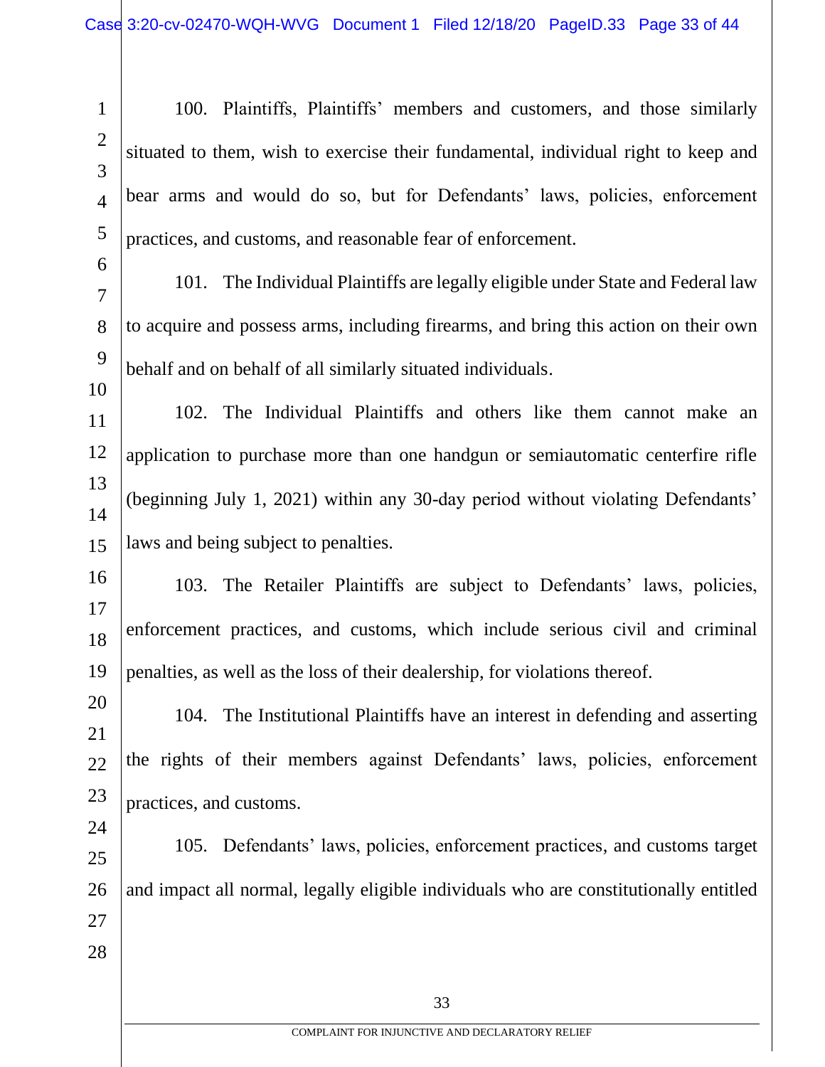100. Plaintiffs, Plaintiffs' members and customers, and those similarly situated to them, wish to exercise their fundamental, individual right to keep and bear arms and would do so, but for Defendants' laws, policies, enforcement practices, and customs, and reasonable fear of enforcement.

101. The Individual Plaintiffs are legally eligible under State and Federal law to acquire and possess arms, including firearms, and bring this action on their own behalf and on behalf of all similarly situated individuals.

102. The Individual Plaintiffs and others like them cannot make an application to purchase more than one handgun or semiautomatic centerfire rifle (beginning July 1, 2021) within any 30-day period without violating Defendants' laws and being subject to penalties.

103. The Retailer Plaintiffs are subject to Defendants' laws, policies, enforcement practices, and customs, which include serious civil and criminal penalties, as well as the loss of their dealership, for violations thereof.

104. The Institutional Plaintiffs have an interest in defending and asserting the rights of their members against Defendants' laws, policies, enforcement practices, and customs.

105. Defendants' laws, policies, enforcement practices, and customs target and impact all normal, legally eligible individuals who are constitutionally entitled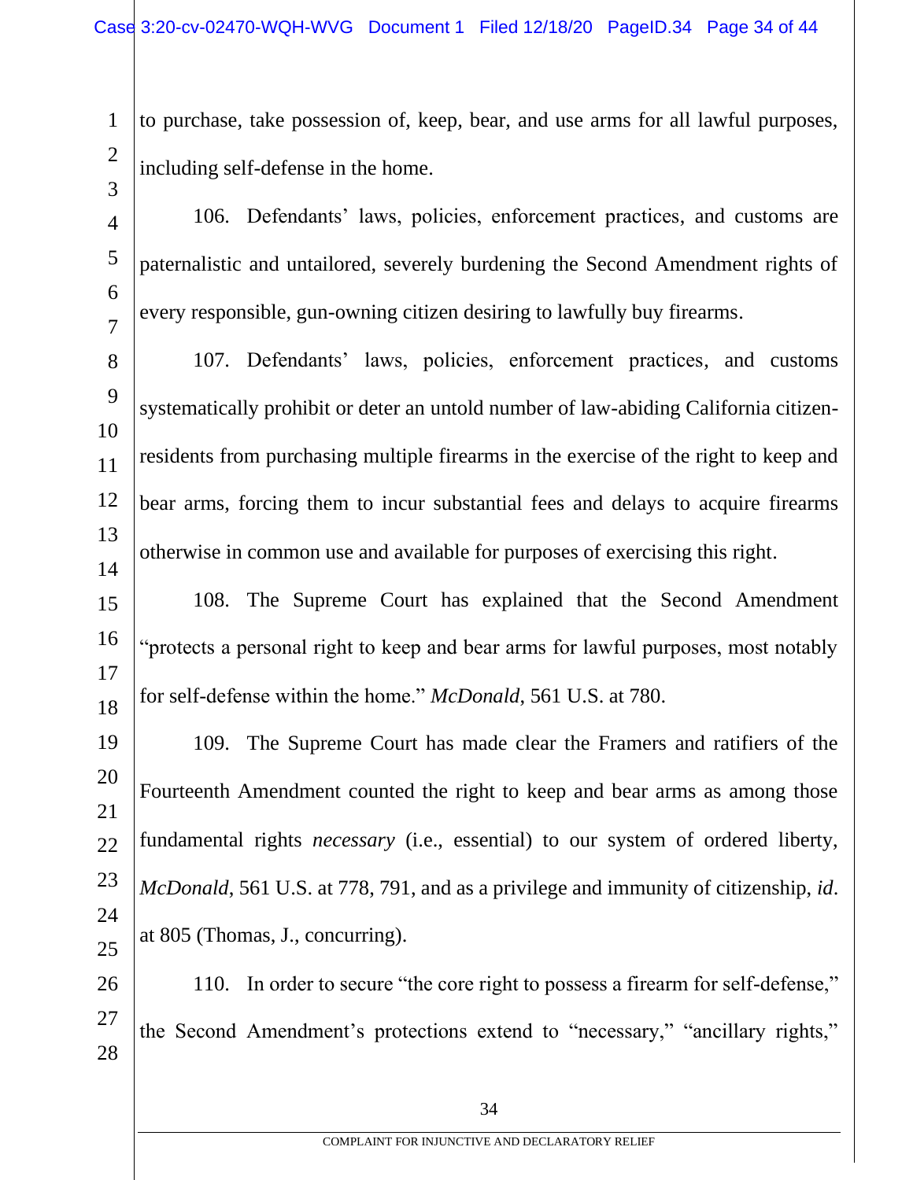to purchase, take possession of, keep, bear, and use arms for all lawful purposes, including self-defense in the home.

106. Defendants' laws, policies, enforcement practices, and customs are paternalistic and untailored, severely burdening the Second Amendment rights of every responsible, gun-owning citizen desiring to lawfully buy firearms.

107. Defendants' laws, policies, enforcement practices, and customs systematically prohibit or deter an untold number of law-abiding California citizen-residents from purchasing multiple firearms in the exercise of the right to keep and bear arms, forcing them to incur substantial fees and delays to acquire firearms otherwise in common use and available for purposes of exercising this right.

108. The Supreme Court has explained that the Second Amendment "protects a personal right to keep and bear arms for lawful purposes, most notably for self-defense within the home." *McDonald*, 561 U.S. at 780.

109. The Supreme Court has made clear the Framers and ratifiers of the Fourteenth Amendment counted the right to keep and bear arms as among those fundamental rights *necessary* (i.e., essential) to our system of ordered liberty, *McDonald*, 561 U.S. at 778, 791, and as a privilege and immunity of citizenship, *id*. at 805 (Thomas, J., concurring).

110. In order to secure "the core right to possess a firearm for self-defense," the Second Amendment's protections extend to "necessary," "ancillary rights,"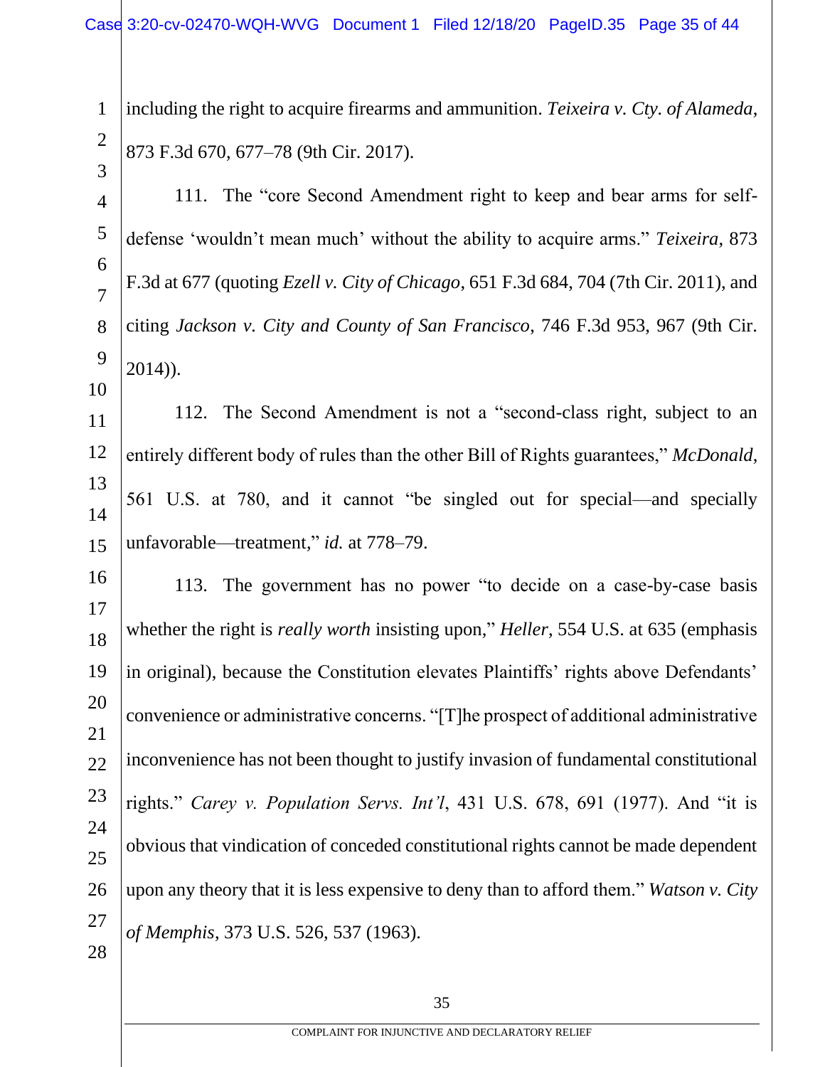including the right to acquire firearms and ammunition. *Teixeira v. Cty. of Alameda*, 873 F.3d 670, 677–78 (9th Cir. 2017).

111. The "core Second Amendment right to keep and bear arms for self-defense 'wouldn't mean much' without the ability to acquire arms." *Teixeira*, 873 F.3d at 677 (quoting *Ezell v. City of Chicago*, 651 F.3d 684, 704 (7th Cir. 2011), and citing *Jackson v. City and County of San Francisco*, 746 F.3d 953, 967 (9th Cir. 2014)).

112. The Second Amendment is not a "second-class right, subject to an entirely different body of rules than the other Bill of Rights guarantees," *McDonald*, 561 U.S. at 780, and it cannot "be singled out for special—and specially unfavorable—treatment," *id.* at 778–79.

113. The government has no power "to decide on a case-by-case basis whether the right is *really worth* insisting upon," *Heller*, 554 U.S. at 635 (emphasis in original), because the Constitution elevates Plaintiffs' rights above Defendants' convenience or administrative concerns. "[T]he prospect of additional administrative inconvenience has not been thought to justify invasion of fundamental constitutional rights." *Carey v. Population Servs. Int'l*, 431 U.S. 678, 691 (1977). And "it is obvious that vindication of conceded constitutional rights cannot be made dependent upon any theory that it is less expensive to deny than to afford them." *Watson v. City of Memphis*, 373 U.S. 526, 537 (1963).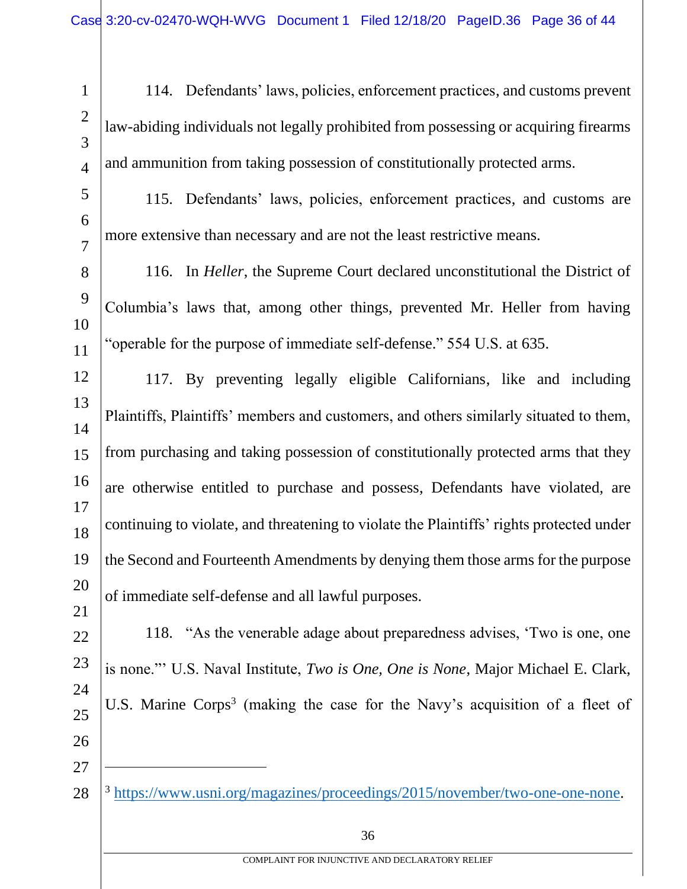114. Defendants' laws, policies, enforcement practices, and customs prevent law-abiding individuals not legally prohibited from possessing or acquiring firearms and ammunition from taking possession of constitutionally protected arms.

115. Defendants' laws, policies, enforcement practices, and customs are more extensive than necessary and are not the least restrictive means.

116. In *Heller*, the Supreme Court declared unconstitutional the District of Columbia's laws that, among other things, prevented Mr. Heller from having "operable for the purpose of immediate self-defense." 554 U.S. at 635.

117. By preventing legally eligible Californians, like and including Plaintiffs, Plaintiffs' members and customers, and others similarly situated to them, from purchasing and taking possession of constitutionally protected arms that they are otherwise entitled to purchase and possess, Defendants have violated, are continuing to violate, and threatening to violate the Plaintiffs' rights protected under the Second and Fourteenth Amendments by denying them those arms for the purpose of immediate self-defense and all lawful purposes.

118. "As the venerable adage about preparedness advises, 'Two is one, one is none.'" U.S. Naval Institute, *Two is One, One is None*, Major Michael E. Clark, U.S. Marine Corps[3] (making the case for the Navy's acquisition of a fleet of

---

[3] https://www.usni.org/magazines/proceedings/2015/november/two-one-one-none.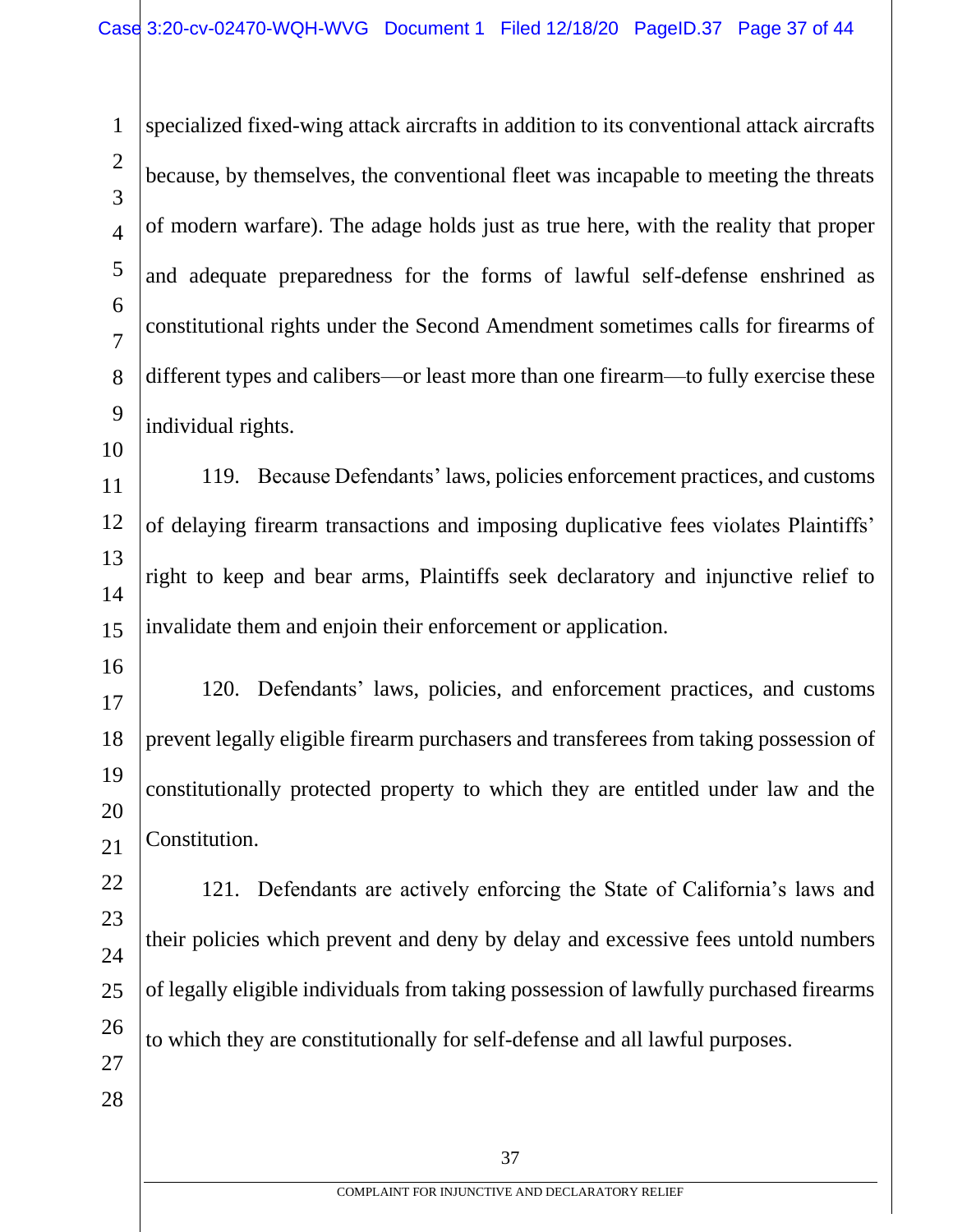specialized fixed-wing attack aircrafts in addition to its conventional attack aircrafts because, by themselves, the conventional fleet was incapable to meeting the threats of modern warfare). The adage holds just as true here, with the reality that proper and adequate preparedness for the forms of lawful self-defense enshrined as constitutional rights under the Second Amendment sometimes calls for firearms of different types and calibers—or least more than one firearm—to fully exercise these individual rights.

119. Because Defendants' laws, policies enforcement practices, and customs of delaying firearm transactions and imposing duplicative fees violates Plaintiffs' right to keep and bear arms, Plaintiffs seek declaratory and injunctive relief to invalidate them and enjoin their enforcement or application.

120. Defendants' laws, policies, and enforcement practices, and customs prevent legally eligible firearm purchasers and transferees from taking possession of constitutionally protected property to which they are entitled under law and the Constitution.

121. Defendants are actively enforcing the State of California's laws and their policies which prevent and deny by delay and excessive fees untold numbers of legally eligible individuals from taking possession of lawfully purchased firearms to which they are constitutionally for self-defense and all lawful purposes.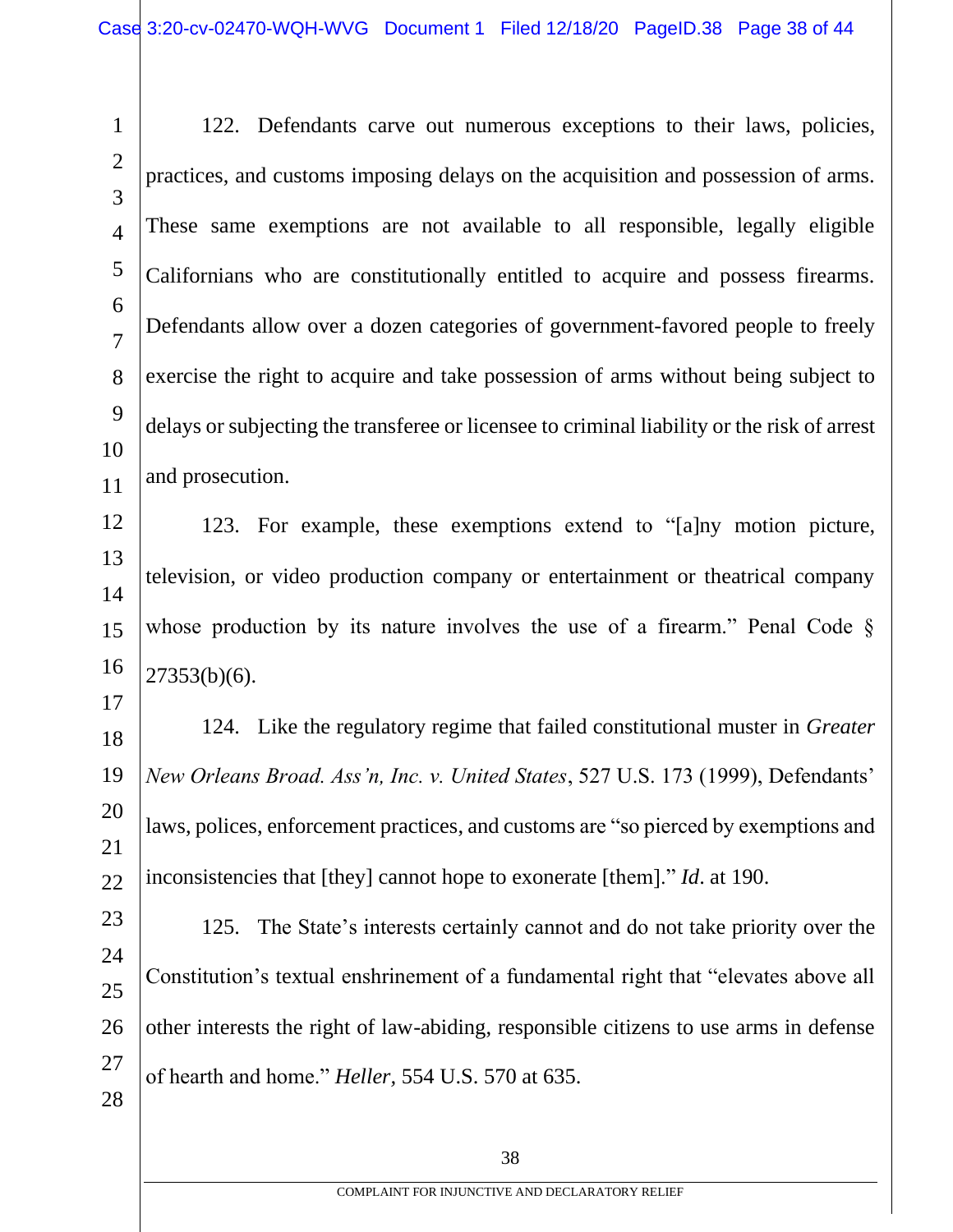122. Defendants carve out numerous exceptions to their laws, policies, practices, and customs imposing delays on the acquisition and possession of arms. These same exemptions are not available to all responsible, legally eligible Californians who are constitutionally entitled to acquire and possess firearms. Defendants allow over a dozen categories of government-favored people to freely exercise the right to acquire and take possession of arms without being subject to delays or subjecting the transferee or licensee to criminal liability or the risk of arrest and prosecution.

123. For example, these exemptions extend to "[a]ny motion picture, television, or video production company or entertainment or theatrical company whose production by its nature involves the use of a firearm." Penal Code § 27353(b)(6).

124. Like the regulatory regime that failed constitutional muster in *Greater New Orleans Broad. Ass'n, Inc. v. United States*, 527 U.S. 173 (1999), Defendants' laws, polices, enforcement practices, and customs are "so pierced by exemptions and inconsistencies that [they] cannot hope to exonerate [them]." *Id*. at 190.

125. The State's interests certainly cannot and do not take priority over the Constitution's textual enshrinement of a fundamental right that "elevates above all other interests the right of law-abiding, responsible citizens to use arms in defense of hearth and home." *Heller,* 554 U.S. 570 at 635.

COMPLAINT FOR INJUNCTIVE AND DECLARATORY RELIEF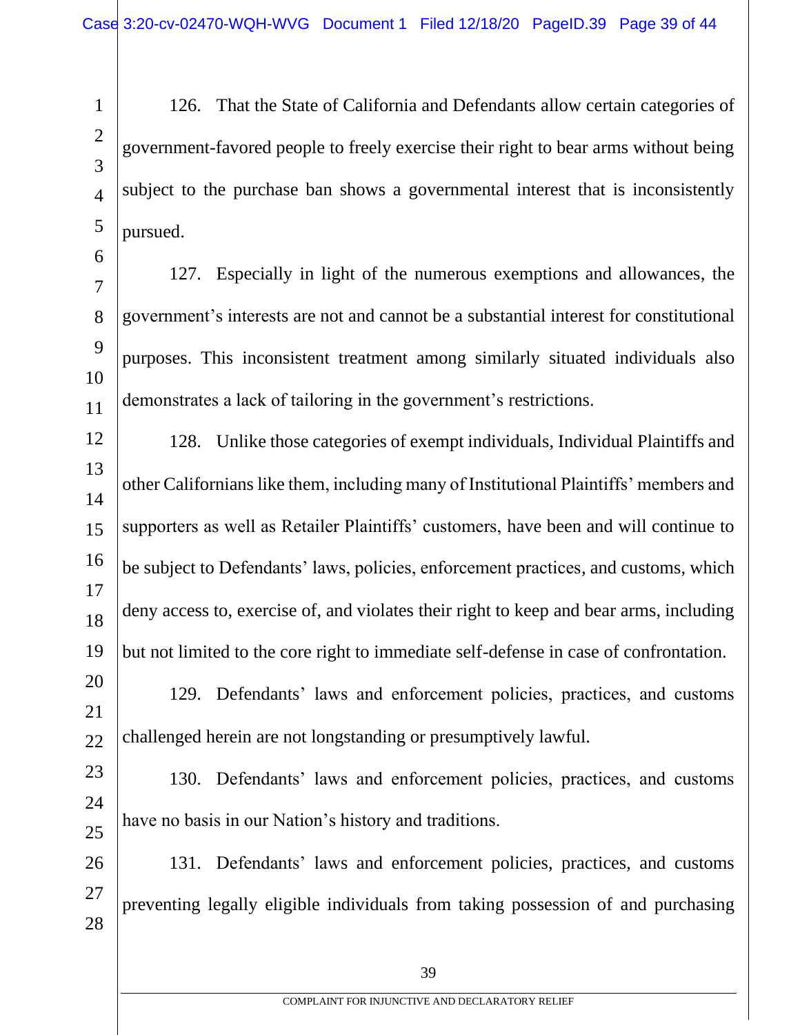126. That the State of California and Defendants allow certain categories of government-favored people to freely exercise their right to bear arms without being subject to the purchase ban shows a governmental interest that is inconsistently pursued.

127. Especially in light of the numerous exemptions and allowances, the government's interests are not and cannot be a substantial interest for constitutional purposes. This inconsistent treatment among similarly situated individuals also demonstrates a lack of tailoring in the government's restrictions.

128. Unlike those categories of exempt individuals, Individual Plaintiffs and other Californians like them, including many of Institutional Plaintiffs' members and supporters as well as Retailer Plaintiffs' customers, have been and will continue to be subject to Defendants' laws, policies, enforcement practices, and customs, which deny access to, exercise of, and violates their right to keep and bear arms, including but not limited to the core right to immediate self-defense in case of confrontation.

129. Defendants' laws and enforcement policies, practices, and customs challenged herein are not longstanding or presumptively lawful.

130. Defendants' laws and enforcement policies, practices, and customs have no basis in our Nation's history and traditions.

131. Defendants' laws and enforcement policies, practices, and customs preventing legally eligible individuals from taking possession of and purchasing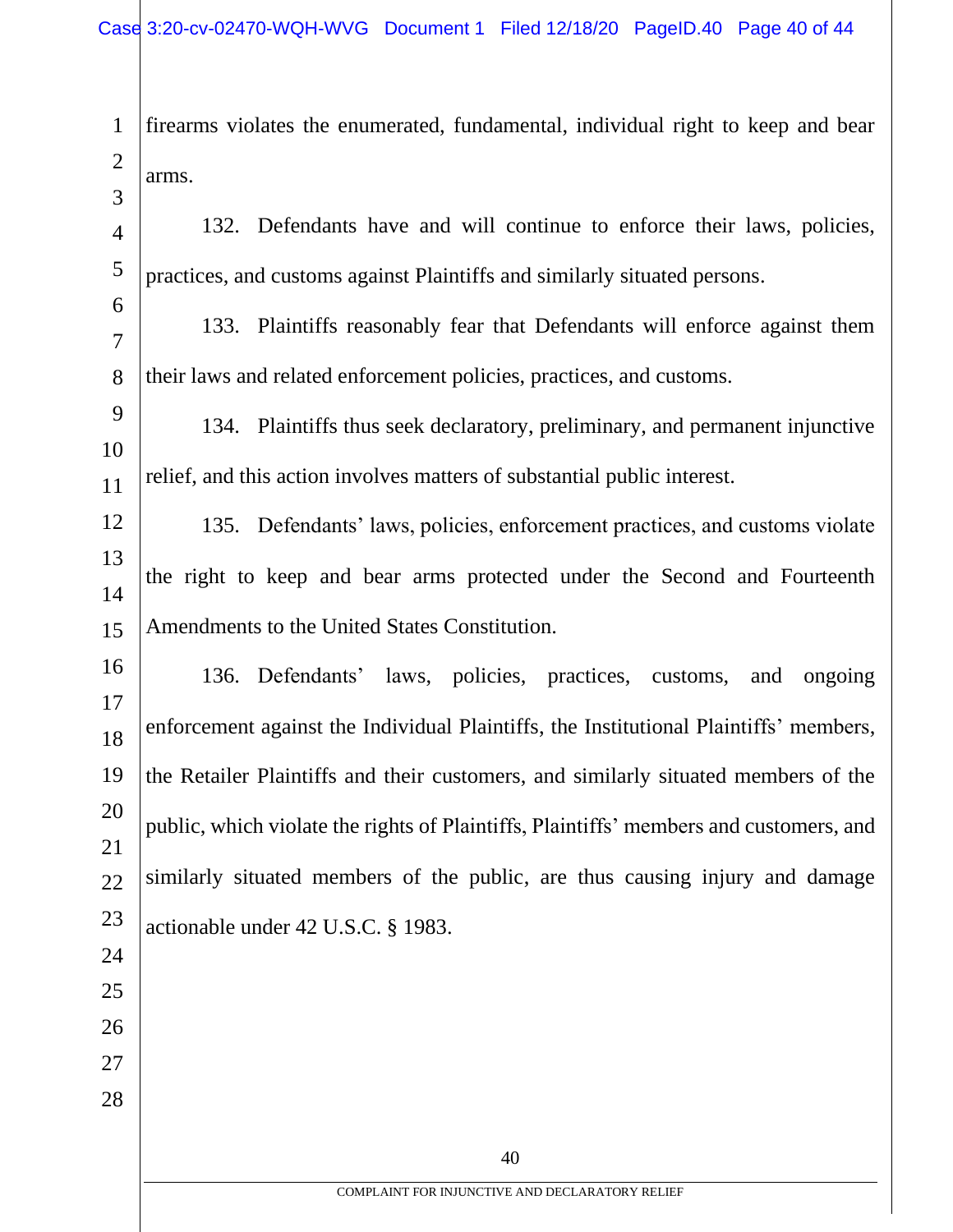firearms violates the enumerated, fundamental, individual right to keep and bear arms.

132. Defendants have and will continue to enforce their laws, policies, practices, and customs against Plaintiffs and similarly situated persons.

133. Plaintiffs reasonably fear that Defendants will enforce against them their laws and related enforcement policies, practices, and customs.

134. Plaintiffs thus seek declaratory, preliminary, and permanent injunctive relief, and this action involves matters of substantial public interest.

135. Defendants' laws, policies, enforcement practices, and customs violate the right to keep and bear arms protected under the Second and Fourteenth Amendments to the United States Constitution.

136. Defendants' laws, policies, practices, customs, and ongoing enforcement against the Individual Plaintiffs, the Institutional Plaintiffs' members, the Retailer Plaintiffs and their customers, and similarly situated members of the public, which violate the rights of Plaintiffs, Plaintiffs' members and customers, and similarly situated members of the public, are thus causing injury and damage actionable under 42 U.S.C. § 1983.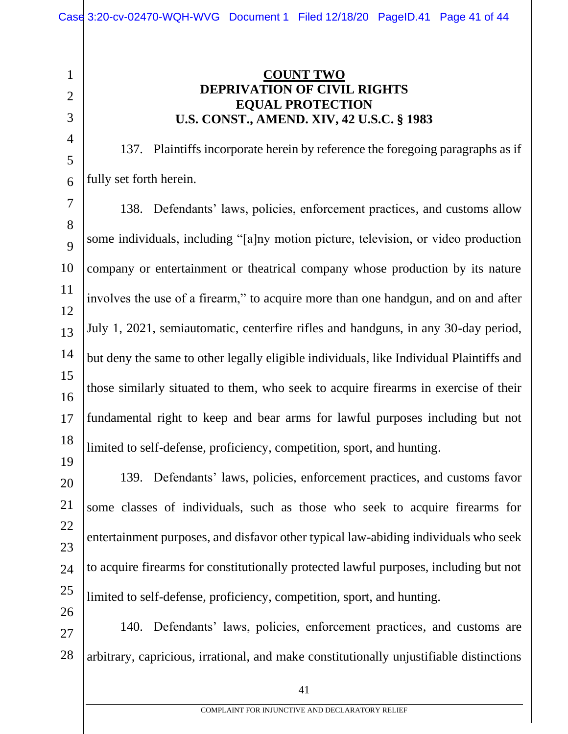**COUNT TWO**

**DEPRIVATION OF CIVIL RIGHTS**

**EQUAL PROTECTION**

**U.S. CONST., AMEND. XIV, 42 U.S.C. § 1983**

137. Plaintiffs incorporate herein by reference the foregoing paragraphs as if fully set forth herein.

138. Defendants' laws, policies, enforcement practices, and customs allow some individuals, including "[a]ny motion picture, television, or video production company or entertainment or theatrical company whose production by its nature involves the use of a firearm," to acquire more than one handgun, and on and after July 1, 2021, semiautomatic, centerfire rifles and handguns, in any 30-day period, but deny the same to other legally eligible individuals, like Individual Plaintiffs and those similarly situated to them, who seek to acquire firearms in exercise of their fundamental right to keep and bear arms for lawful purposes including but not limited to self-defense, proficiency, competition, sport, and hunting.

139. Defendants' laws, policies, enforcement practices, and customs favor some classes of individuals, such as those who seek to acquire firearms for entertainment purposes, and disfavor other typical law-abiding individuals who seek to acquire firearms for constitutionally protected lawful purposes, including but not limited to self-defense, proficiency, competition, sport, and hunting.

140. Defendants' laws, policies, enforcement practices, and customs are arbitrary, capricious, irrational, and make constitutionally unjustifiable distinctions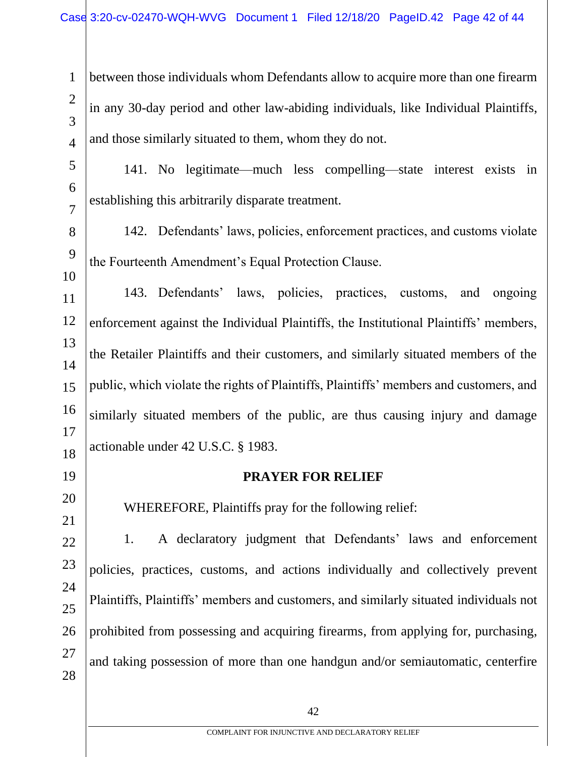between those individuals whom Defendants allow to acquire more than one firearm in any 30-day period and other law-abiding individuals, like Individual Plaintiffs, and those similarly situated to them, whom they do not.

141. No legitimate—much less compelling—state interest exists in establishing this arbitrarily disparate treatment.

142. Defendants' laws, policies, enforcement practices, and customs violate the Fourteenth Amendment's Equal Protection Clause.

143. Defendants' laws, policies, practices, customs, and ongoing enforcement against the Individual Plaintiffs, the Institutional Plaintiffs' members, the Retailer Plaintiffs and their customers, and similarly situated members of the public, which violate the rights of Plaintiffs, Plaintiffs' members and customers, and similarly situated members of the public, are thus causing injury and damage actionable under 42 U.S.C. § 1983.

## PRAYER FOR RELIEF

WHEREFORE, Plaintiffs pray for the following relief:

1. A declaratory judgment that Defendants' laws and enforcement policies, practices, customs, and actions individually and collectively prevent Plaintiffs, Plaintiffs' members and customers, and similarly situated individuals not prohibited from possessing and acquiring firearms, from applying for, purchasing, and taking possession of more than one handgun and/or semiautomatic, centerfire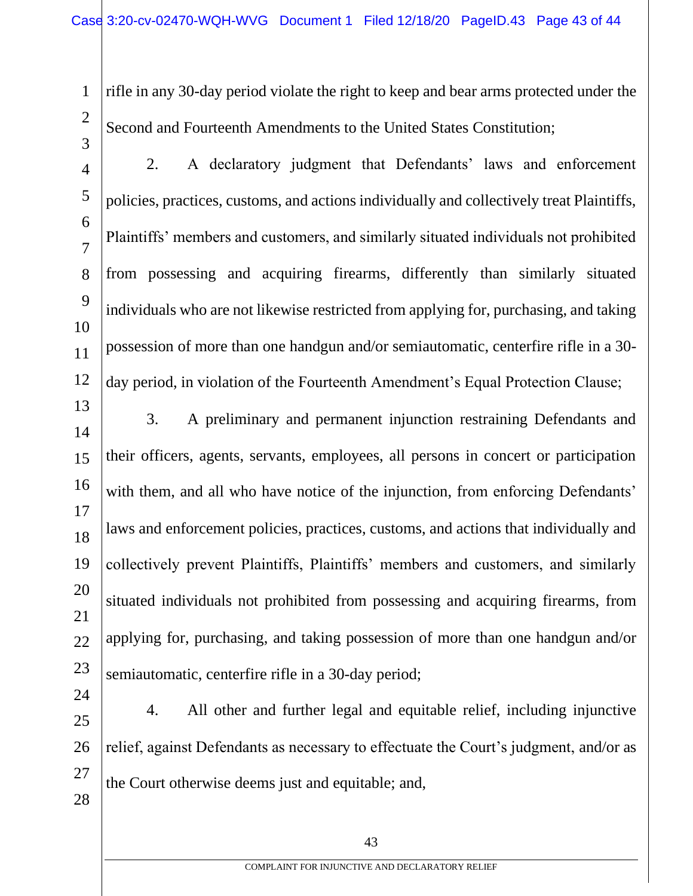rifle in any 30-day period violate the right to keep and bear arms protected under the Second and Fourteenth Amendments to the United States Constitution;

2. A declaratory judgment that Defendants' laws and enforcement policies, practices, customs, and actions individually and collectively treat Plaintiffs, Plaintiffs' members and customers, and similarly situated individuals not prohibited from possessing and acquiring firearms, differently than similarly situated individuals who are not likewise restricted from applying for, purchasing, and taking possession of more than one handgun and/or semiautomatic, centerfire rifle in a 30-day period, in violation of the Fourteenth Amendment's Equal Protection Clause;

3. A preliminary and permanent injunction restraining Defendants and their officers, agents, servants, employees, all persons in concert or participation with them, and all who have notice of the injunction, from enforcing Defendants' laws and enforcement policies, practices, customs, and actions that individually and collectively prevent Plaintiffs, Plaintiffs' members and customers, and similarly situated individuals not prohibited from possessing and acquiring firearms, from applying for, purchasing, and taking possession of more than one handgun and/or semiautomatic, centerfire rifle in a 30-day period;

4. All other and further legal and equitable relief, including injunctive relief, against Defendants as necessary to effectuate the Court's judgment, and/or as the Court otherwise deems just and equitable; and,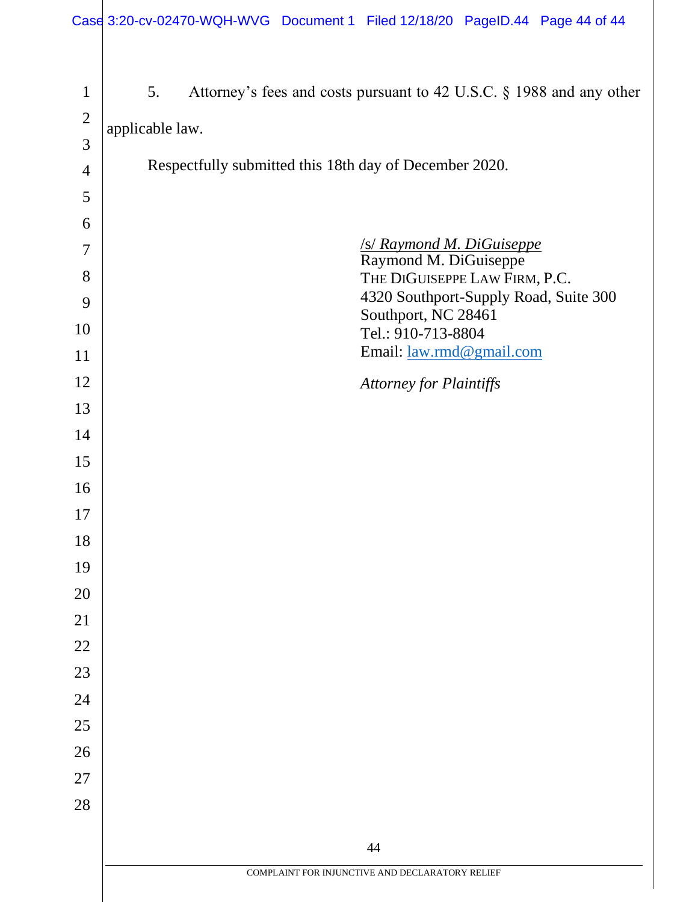5. Attorney's fees and costs pursuant to 42 U.S.C. § 1988 and any other applicable law.

Respectfully submitted this 18th day of December 2020.

/s/ *Raymond M. DiGuiseppe*
Raymond M. DiGuiseppe
THE DIGUISEPPE LAW FIRM, P.C.
4320 Southport-Supply Road, Suite 300
Southport, NC 28461
Tel.: 910-713-8804
Email: law.rmd@gmail.com

*Attorney for Plaintiffs*